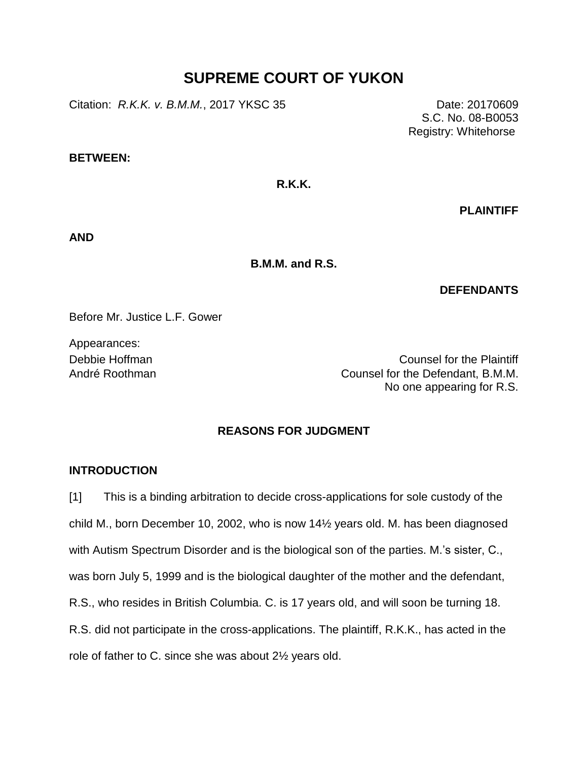# SUPREME COURT OF YUKON

Citation: *R.K.K. v. B.M.M.*, 2017 YKSC 35

Date: 20170609
S.C. No. 08-B0053
Registry: Whitehorse

**BETWEEN:**

**R.K.K.**

**PLAINTIFF**

**AND**

**B.M.M. and R.S.**

**DEFENDANTS**

Before Mr. Justice L.F. Gower

Appearances:

Debbie Hoffman — Counsel for the Plaintiff
André Roothman — Counsel for the Defendant, B.M.M.
No one appearing for R.S.

## REASONS FOR JUDGMENT

### INTRODUCTION

[1] This is a binding arbitration to decide cross-applications for sole custody of the child M., born December 10, 2002, who is now 14½ years old. M. has been diagnosed with Autism Spectrum Disorder and is the biological son of the parties. M.'s sister, C., was born July 5, 1999 and is the biological daughter of the mother and the defendant, R.S., who resides in British Columbia. C. is 17 years old, and will soon be turning 18. R.S. did not participate in the cross-applications. The plaintiff, R.K.K., has acted in the role of father to C. since she was about 2½ years old.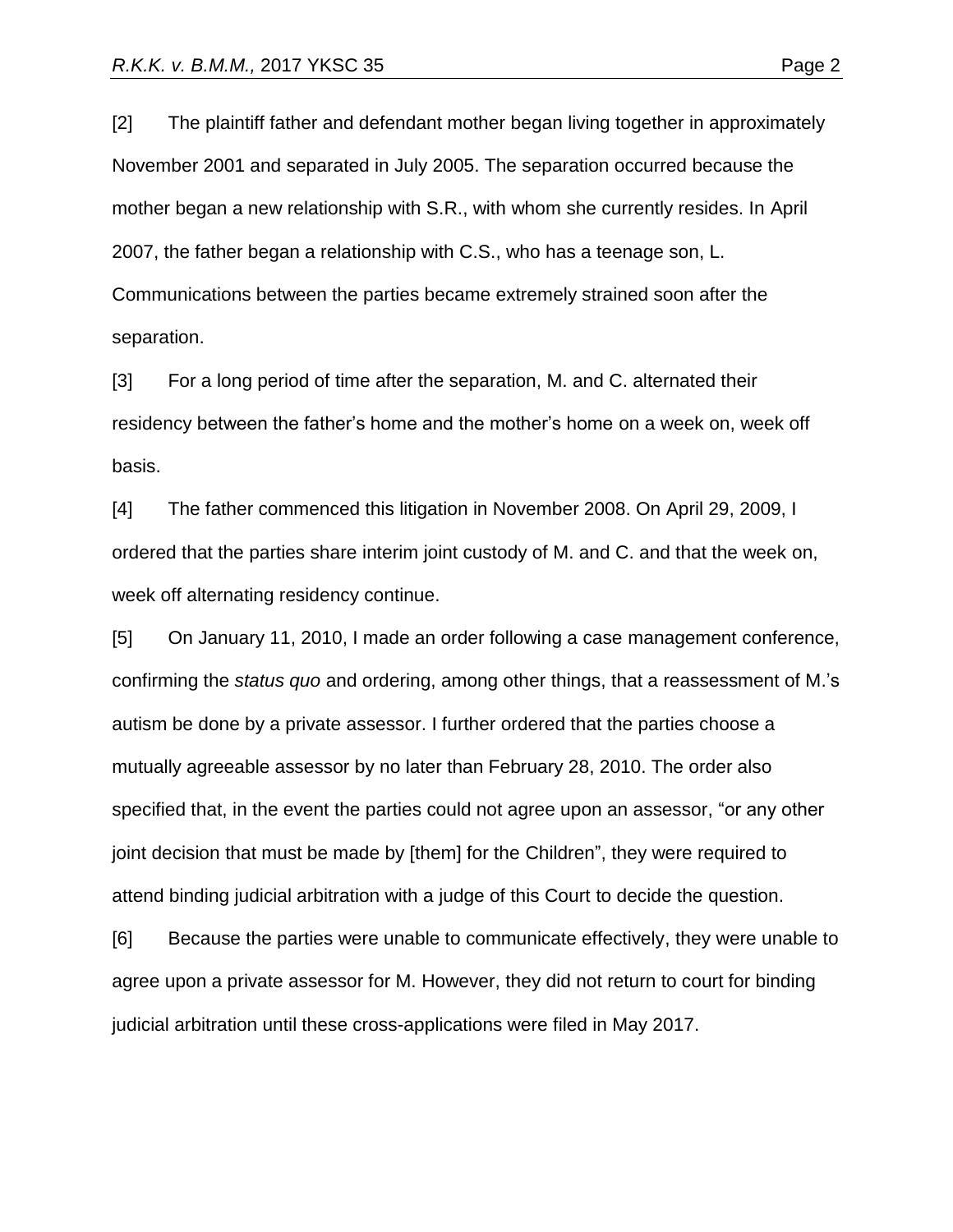[2] The plaintiff father and defendant mother began living together in approximately November 2001 and separated in July 2005. The separation occurred because the mother began a new relationship with S.R., with whom she currently resides. In April 2007, the father began a relationship with C.S., who has a teenage son, L. Communications between the parties became extremely strained soon after the separation.

[3] For a long period of time after the separation, M. and C. alternated their residency between the father's home and the mother's home on a week on, week off basis.

[4] The father commenced this litigation in November 2008. On April 29, 2009, I ordered that the parties share interim joint custody of M. and C. and that the week on, week off alternating residency continue.

[5] On January 11, 2010, I made an order following a case management conference, confirming the *status quo* and ordering, among other things, that a reassessment of M.'s autism be done by a private assessor. I further ordered that the parties choose a mutually agreeable assessor by no later than February 28, 2010. The order also specified that, in the event the parties could not agree upon an assessor, "or any other joint decision that must be made by [them] for the Children", they were required to attend binding judicial arbitration with a judge of this Court to decide the question.

[6] Because the parties were unable to communicate effectively, they were unable to agree upon a private assessor for M. However, they did not return to court for binding judicial arbitration until these cross-applications were filed in May 2017.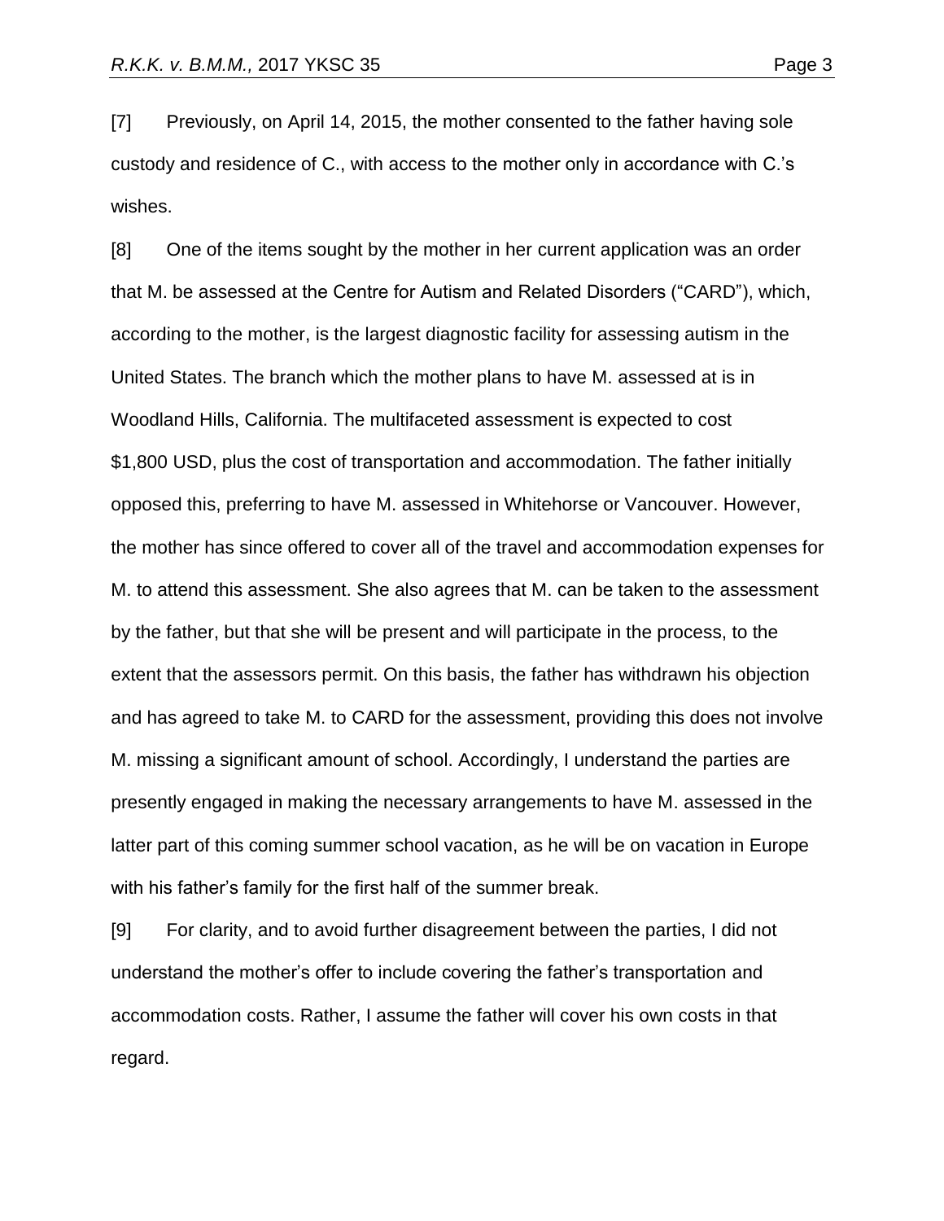[7] Previously, on April 14, 2015, the mother consented to the father having sole custody and residence of C., with access to the mother only in accordance with C.'s wishes.

[8] One of the items sought by the mother in her current application was an order that M. be assessed at the Centre for Autism and Related Disorders ("CARD"), which, according to the mother, is the largest diagnostic facility for assessing autism in the United States. The branch which the mother plans to have M. assessed at is in Woodland Hills, California. The multifaceted assessment is expected to cost $1,800 USD, plus the cost of transportation and accommodation. The father initially opposed this, preferring to have M. assessed in Whitehorse or Vancouver. However, the mother has since offered to cover all of the travel and accommodation expenses for M. to attend this assessment. She also agrees that M. can be taken to the assessment by the father, but that she will be present and will participate in the process, to the extent that the assessors permit. On this basis, the father has withdrawn his objection and has agreed to take M. to CARD for the assessment, providing this does not involve M. missing a significant amount of school. Accordingly, I understand the parties are presently engaged in making the necessary arrangements to have M. assessed in the latter part of this coming summer school vacation, as he will be on vacation in Europe with his father's family for the first half of the summer break.

[9] For clarity, and to avoid further disagreement between the parties, I did not understand the mother's offer to include covering the father's transportation and accommodation costs. Rather, I assume the father will cover his own costs in that regard.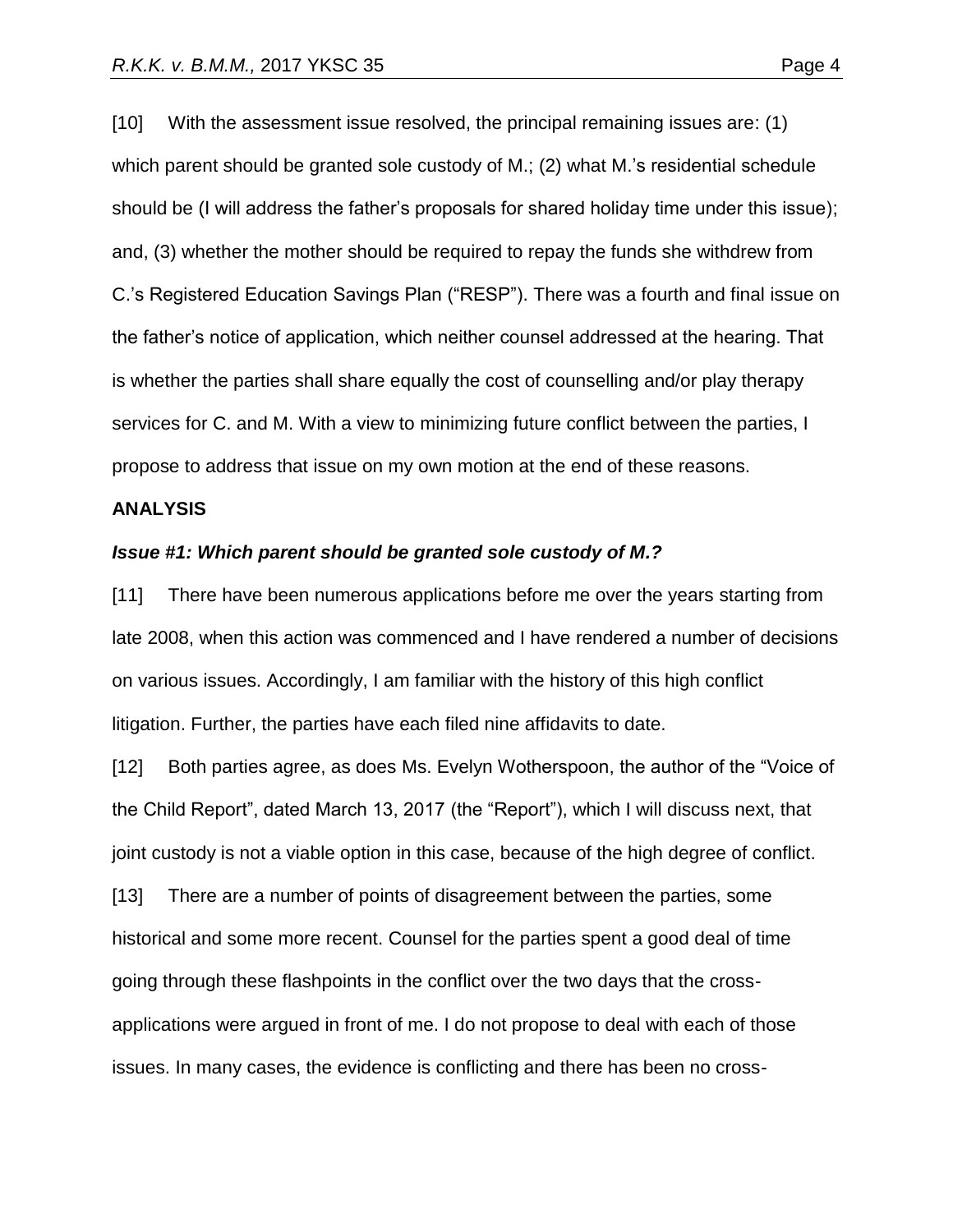[10] With the assessment issue resolved, the principal remaining issues are: (1) which parent should be granted sole custody of M.; (2) what M.'s residential schedule should be (I will address the father's proposals for shared holiday time under this issue); and, (3) whether the mother should be required to repay the funds she withdrew from C.'s Registered Education Savings Plan ("RESP"). There was a fourth and final issue on the father's notice of application, which neither counsel addressed at the hearing. That is whether the parties shall share equally the cost of counselling and/or play therapy services for C. and M. With a view to minimizing future conflict between the parties, I propose to address that issue on my own motion at the end of these reasons.

**ANALYSIS**

***Issue #1: Which parent should be granted sole custody of M.?***

[11] There have been numerous applications before me over the years starting from late 2008, when this action was commenced and I have rendered a number of decisions on various issues. Accordingly, I am familiar with the history of this high conflict litigation. Further, the parties have each filed nine affidavits to date.

[12] Both parties agree, as does Ms. Evelyn Wotherspoon, the author of the "Voice of the Child Report", dated March 13, 2017 (the "Report"), which I will discuss next, that joint custody is not a viable option in this case, because of the high degree of conflict.

[13] There are a number of points of disagreement between the parties, some historical and some more recent. Counsel for the parties spent a good deal of time going through these flashpoints in the conflict over the two days that the cross-applications were argued in front of me. I do not propose to deal with each of those issues. In many cases, the evidence is conflicting and there has been no cross-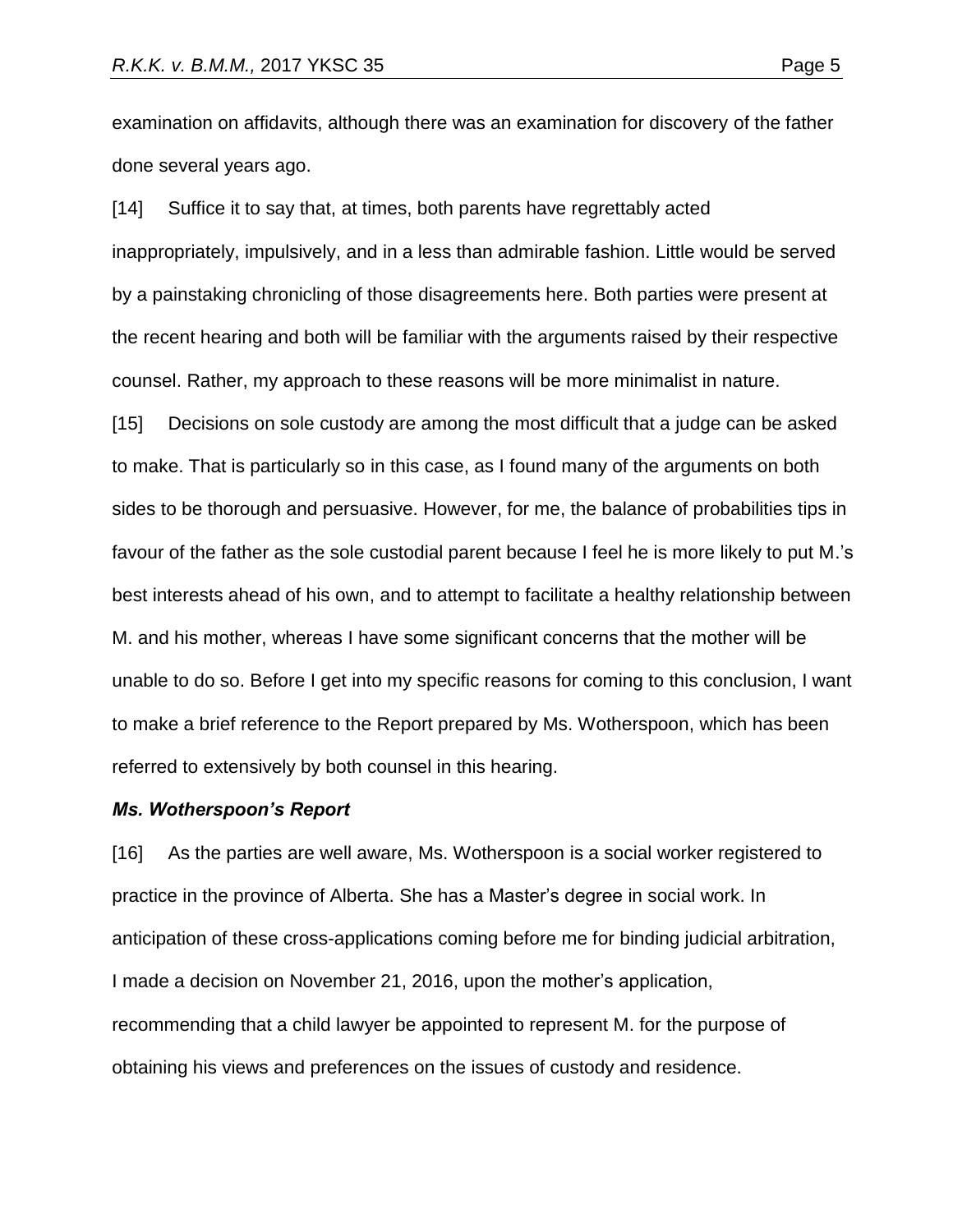examination on affidavits, although there was an examination for discovery of the father done several years ago.

[14] Suffice it to say that, at times, both parents have regrettably acted inappropriately, impulsively, and in a less than admirable fashion. Little would be served by a painstaking chronicling of those disagreements here. Both parties were present at the recent hearing and both will be familiar with the arguments raised by their respective counsel. Rather, my approach to these reasons will be more minimalist in nature.

[15] Decisions on sole custody are among the most difficult that a judge can be asked to make. That is particularly so in this case, as I found many of the arguments on both sides to be thorough and persuasive. However, for me, the balance of probabilities tips in favour of the father as the sole custodial parent because I feel he is more likely to put M.'s best interests ahead of his own, and to attempt to facilitate a healthy relationship between M. and his mother, whereas I have some significant concerns that the mother will be unable to do so. Before I get into my specific reasons for coming to this conclusion, I want to make a brief reference to the Report prepared by Ms. Wotherspoon, which has been referred to extensively by both counsel in this hearing.

### *Ms. Wotherspoon's Report*

[16] As the parties are well aware, Ms. Wotherspoon is a social worker registered to practice in the province of Alberta. She has a Master's degree in social work. In anticipation of these cross-applications coming before me for binding judicial arbitration, I made a decision on November 21, 2016, upon the mother's application, recommending that a child lawyer be appointed to represent M. for the purpose of obtaining his views and preferences on the issues of custody and residence.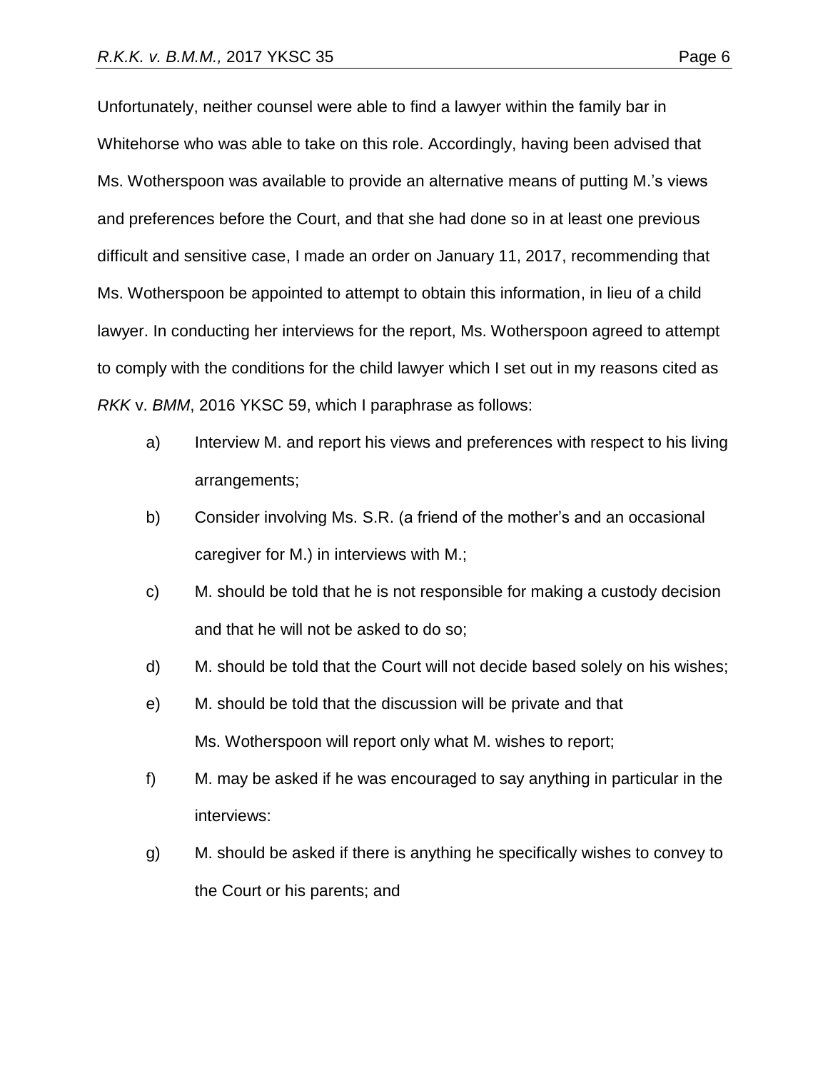Unfortunately, neither counsel were able to find a lawyer within the family bar in Whitehorse who was able to take on this role. Accordingly, having been advised that Ms. Wotherspoon was available to provide an alternative means of putting M.'s views and preferences before the Court, and that she had done so in at least one previous difficult and sensitive case, I made an order on January 11, 2017, recommending that Ms. Wotherspoon be appointed to attempt to obtain this information, in lieu of a child lawyer. In conducting her interviews for the report, Ms. Wotherspoon agreed to attempt to comply with the conditions for the child lawyer which I set out in my reasons cited as *RKK* v. *BMM*, 2016 YKSC 59, which I paraphrase as follows:

a) Interview M. and report his views and preferences with respect to his living arrangements;

b) Consider involving Ms. S.R. (a friend of the mother's and an occasional caregiver for M.) in interviews with M.;

c) M. should be told that he is not responsible for making a custody decision and that he will not be asked to do so;

d) M. should be told that the Court will not decide based solely on his wishes;

e) M. should be told that the discussion will be private and that Ms. Wotherspoon will report only what M. wishes to report;

f) M. may be asked if he was encouraged to say anything in particular in the interviews:

g) M. should be asked if there is anything he specifically wishes to convey to the Court or his parents; and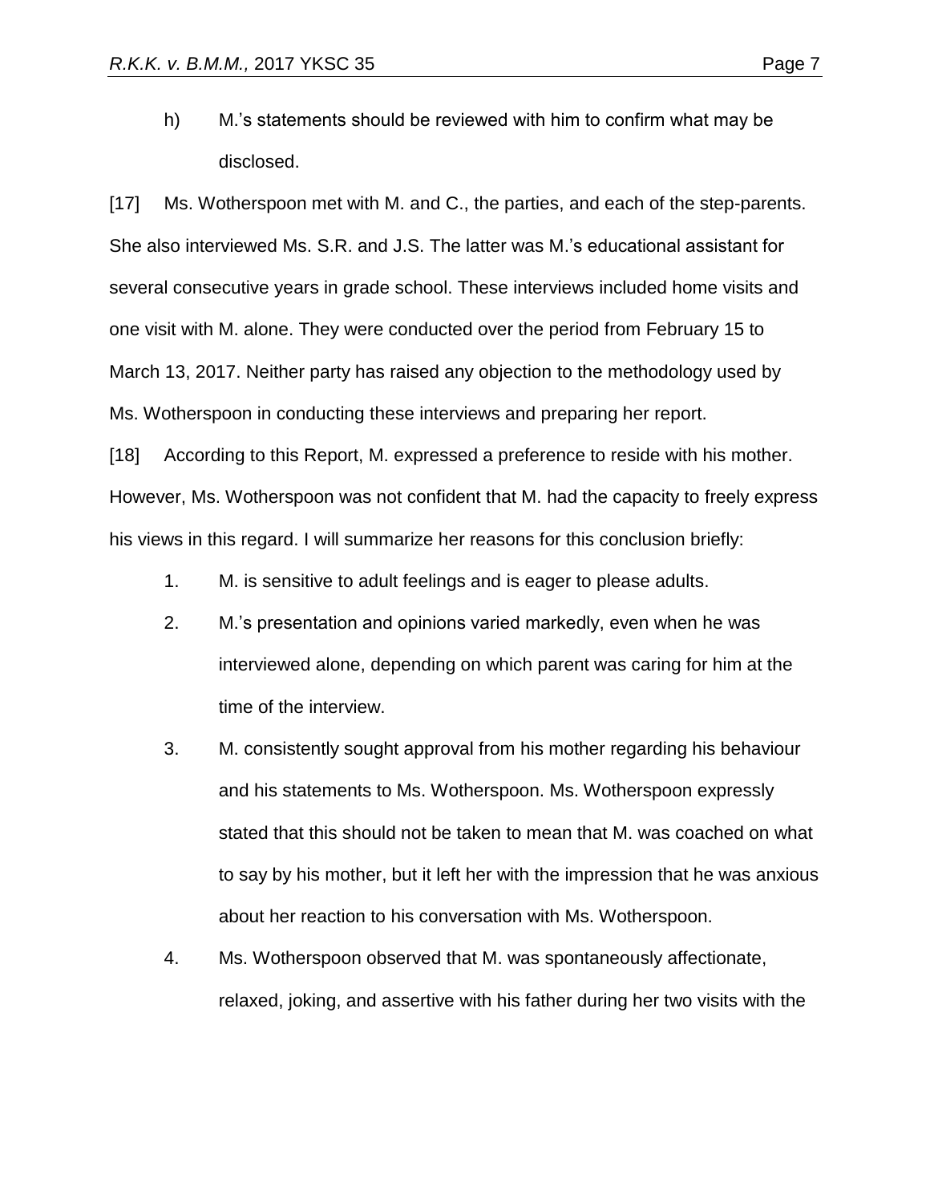h) M.'s statements should be reviewed with him to confirm what may be disclosed.

[17] Ms. Wotherspoon met with M. and C., the parties, and each of the step-parents. She also interviewed Ms. S.R. and J.S. The latter was M.'s educational assistant for several consecutive years in grade school. These interviews included home visits and one visit with M. alone. They were conducted over the period from February 15 to March 13, 2017. Neither party has raised any objection to the methodology used by Ms. Wotherspoon in conducting these interviews and preparing her report.

[18] According to this Report, M. expressed a preference to reside with his mother. However, Ms. Wotherspoon was not confident that M. had the capacity to freely express his views in this regard. I will summarize her reasons for this conclusion briefly:

1. M. is sensitive to adult feelings and is eager to please adults.
2. M.'s presentation and opinions varied markedly, even when he was interviewed alone, depending on which parent was caring for him at the time of the interview.
3. M. consistently sought approval from his mother regarding his behaviour and his statements to Ms. Wotherspoon. Ms. Wotherspoon expressly stated that this should not be taken to mean that M. was coached on what to say by his mother, but it left her with the impression that he was anxious about her reaction to his conversation with Ms. Wotherspoon.
4. Ms. Wotherspoon observed that M. was spontaneously affectionate, relaxed, joking, and assertive with his father during her two visits with the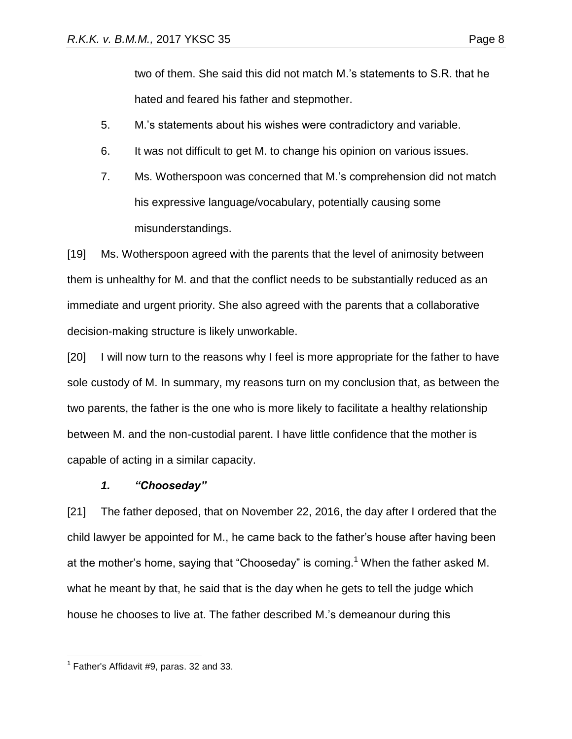two of them. She said this did not match M.'s statements to S.R. that he hated and feared his father and stepmother.

5. M.'s statements about his wishes were contradictory and variable.
6. It was not difficult to get M. to change his opinion on various issues.
7. Ms. Wotherspoon was concerned that M.'s comprehension did not match his expressive language/vocabulary, potentially causing some misunderstandings.

[19] Ms. Wotherspoon agreed with the parents that the level of animosity between them is unhealthy for M. and that the conflict needs to be substantially reduced as an immediate and urgent priority. She also agreed with the parents that a collaborative decision-making structure is likely unworkable.

[20] I will now turn to the reasons why I feel is more appropriate for the father to have sole custody of M. In summary, my reasons turn on my conclusion that, as between the two parents, the father is the one who is more likely to facilitate a healthy relationship between M. and the non-custodial parent. I have little confidence that the mother is capable of acting in a similar capacity.

### *1. "Chooseday"*

[21] The father deposed, that on November 22, 2016, the day after I ordered that the child lawyer be appointed for M., he came back to the father's house after having been at the mother's home, saying that "Chooseday" is coming.[1] When the father asked M. what he meant by that, he said that is the day when he gets to tell the judge which house he chooses to live at. The father described M.'s demeanour during this

[1] Father's Affidavit #9, paras. 32 and 33.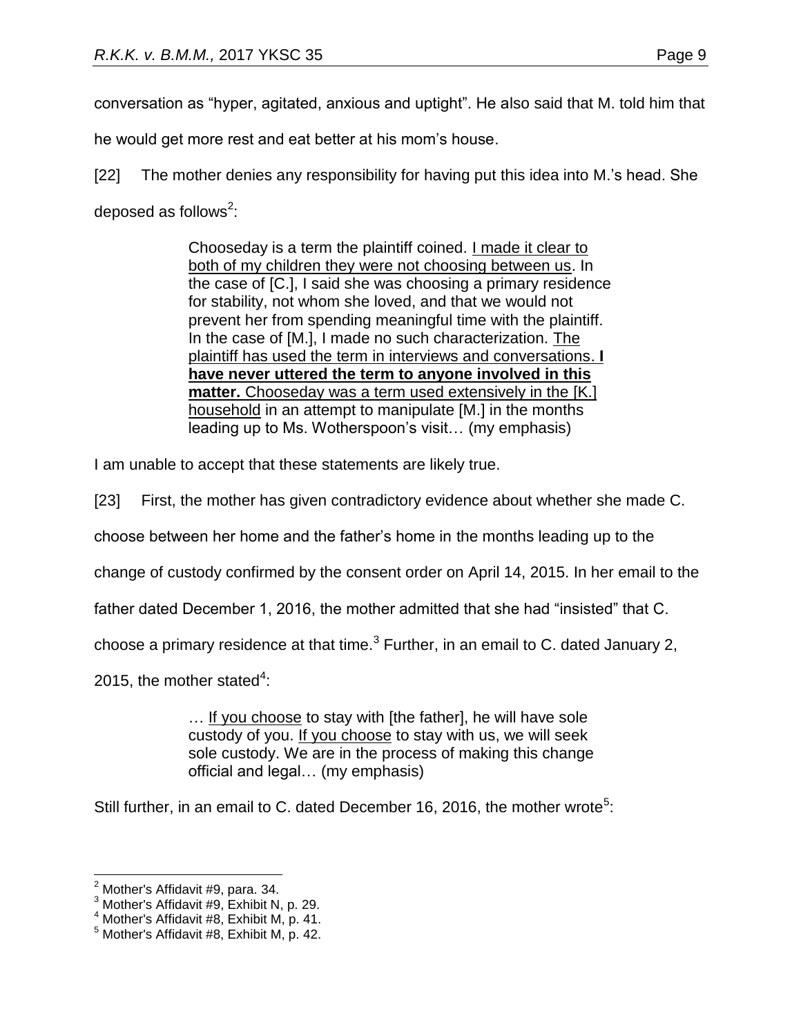conversation as "hyper, agitated, anxious and uptight". He also said that M. told him that he would get more rest and eat better at his mom's house.

[22] The mother denies any responsibility for having put this idea into M.'s head. She deposed as follows[2]:

> Chooseday is a term the plaintiff coined. <u>I made it clear to both of my children they were not choosing between us</u>. In the case of [C.], I said she was choosing a primary residence for stability, not whom she loved, and that we would not prevent her from spending meaningful time with the plaintiff. In the case of [M.], I made no such characterization. <u>The plaintiff has used the term in interviews and conversations.</u> <u>**I have never uttered the term to anyone involved in this matter.**</u> <u>Chooseday was a term used extensively in the [K.] household</u> in an attempt to manipulate [M.] in the months leading up to Ms. Wotherspoon's visit… (my emphasis)

I am unable to accept that these statements are likely true.

[23] First, the mother has given contradictory evidence about whether she made C. choose between her home and the father's home in the months leading up to the change of custody confirmed by the consent order on April 14, 2015. In her email to the father dated December 1, 2016, the mother admitted that she had "insisted" that C. choose a primary residence at that time.[3] Further, in an email to C. dated January 2, 2015, the mother stated[4]:

> … <u>If you choose</u> to stay with [the father], he will have sole custody of you. <u>If you choose</u> to stay with us, we will seek sole custody. We are in the process of making this change official and legal… (my emphasis)

Still further, in an email to C. dated December 16, 2016, the mother wrote[5]:

---

[2] Mother's Affidavit #9, para. 34.
[3] Mother's Affidavit #9, Exhibit N, p. 29.
[4] Mother's Affidavit #8, Exhibit M, p. 41.
[5] Mother's Affidavit #8, Exhibit M, p. 42.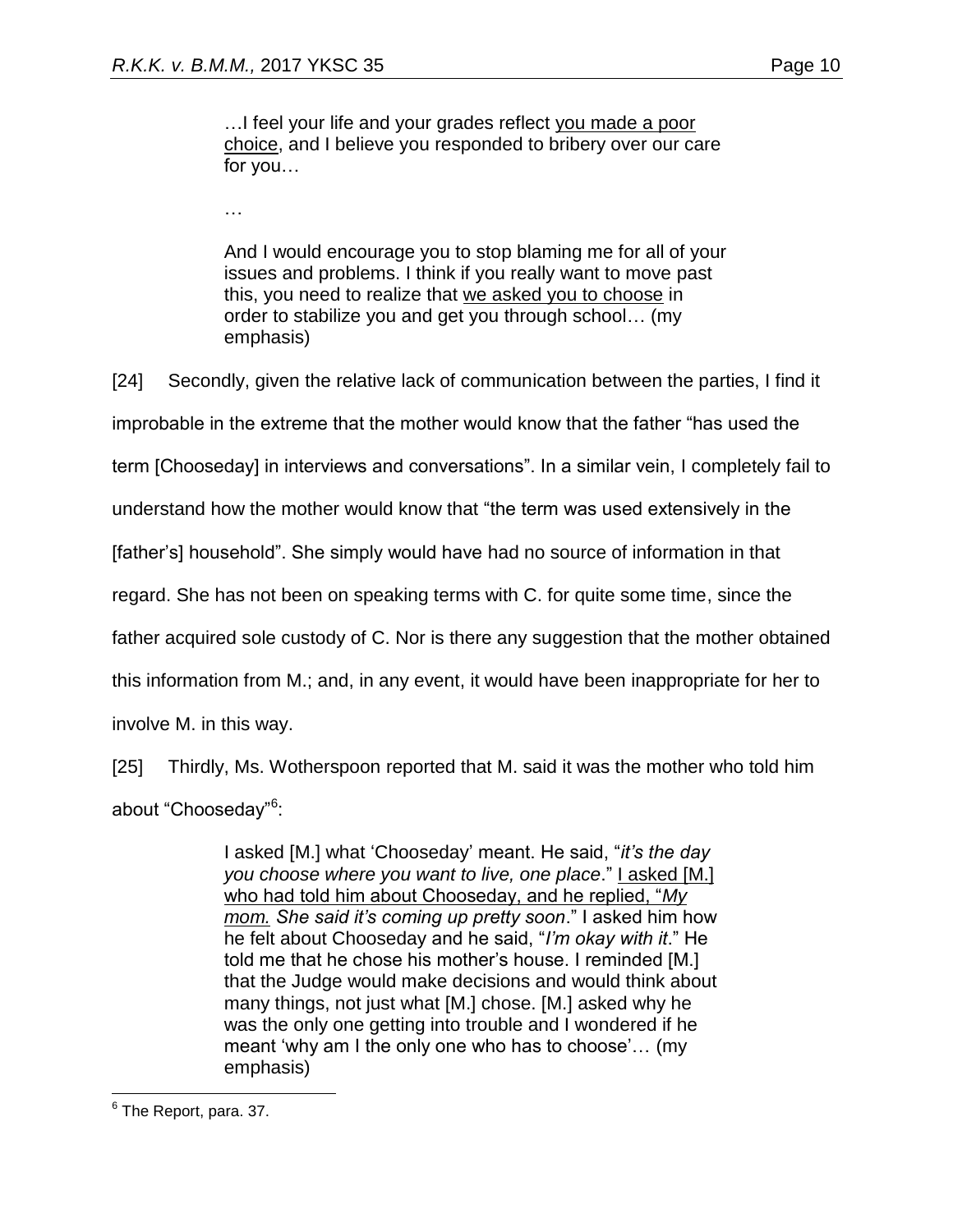> …I feel your life and your grades reflect <u>you made a poor choice</u>, and I believe you responded to bribery over our care for you…
>
> …
>
> And I would encourage you to stop blaming me for all of your issues and problems. I think if you really want to move past this, you need to realize that <u>we asked you to choose</u> in order to stabilize you and get you through school… (my emphasis)

[24] Secondly, given the relative lack of communication between the parties, I find it improbable in the extreme that the mother would know that the father "has used the term [Chooseday] in interviews and conversations". In a similar vein, I completely fail to understand how the mother would know that "the term was used extensively in the [father's] household". She simply would have had no source of information in that regard. She has not been on speaking terms with C. for quite some time, since the father acquired sole custody of C. Nor is there any suggestion that the mother obtained this information from M.; and, in any event, it would have been inappropriate for her to involve M. in this way.

[25] Thirdly, Ms. Wotherspoon reported that M. said it was the mother who told him about "Chooseday"[6]:

> I asked [M.] what 'Chooseday' meant. He said, "*it's the day you choose where you want to live, one place*." <u>I asked [M.] who had told him about Chooseday, and he replied, "*My mom.* </u>*She said it's coming up pretty soon*." I asked him how he felt about Chooseday and he said, "*I'm okay with it*." He told me that he chose his mother's house. I reminded [M.] that the Judge would make decisions and would think about many things, not just what [M.] chose. [M.] asked why he was the only one getting into trouble and I wondered if he meant 'why am I the only one who has to choose'… (my emphasis)

---

[6] The Report, para. 37.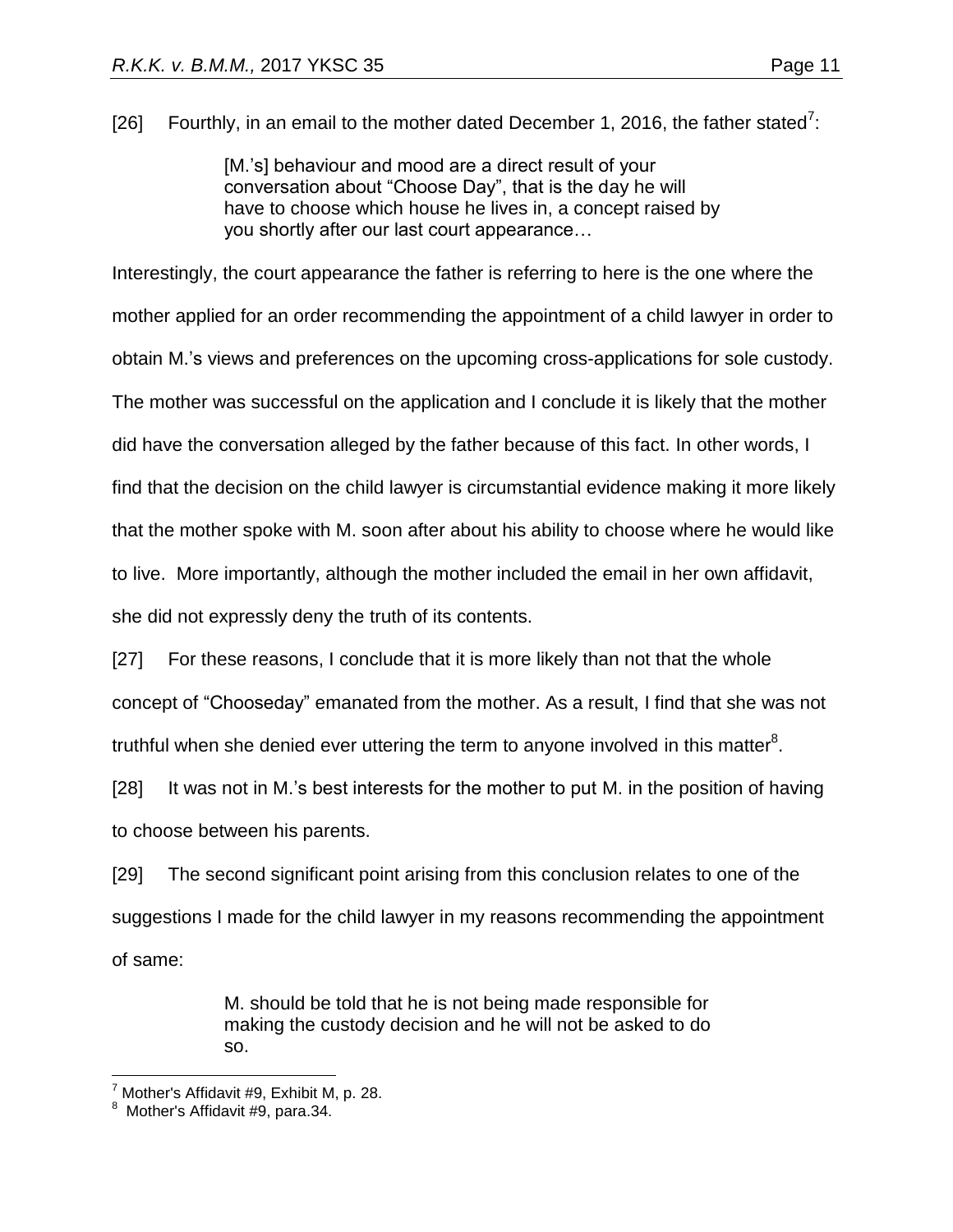[26] Fourthly, in an email to the mother dated December 1, 2016, the father stated[7]:

> [M.'s] behaviour and mood are a direct result of your conversation about "Choose Day", that is the day he will have to choose which house he lives in, a concept raised by you shortly after our last court appearance…

Interestingly, the court appearance the father is referring to here is the one where the mother applied for an order recommending the appointment of a child lawyer in order to obtain M.'s views and preferences on the upcoming cross-applications for sole custody. The mother was successful on the application and I conclude it is likely that the mother did have the conversation alleged by the father because of this fact. In other words, I find that the decision on the child lawyer is circumstantial evidence making it more likely that the mother spoke with M. soon after about his ability to choose where he would like to live. More importantly, although the mother included the email in her own affidavit, she did not expressly deny the truth of its contents.

[27] For these reasons, I conclude that it is more likely than not that the whole concept of "Chooseday" emanated from the mother. As a result, I find that she was not truthful when she denied ever uttering the term to anyone involved in this matter[8].

[28] It was not in M.'s best interests for the mother to put M. in the position of having to choose between his parents.

[29] The second significant point arising from this conclusion relates to one of the suggestions I made for the child lawyer in my reasons recommending the appointment of same:

> M. should be told that he is not being made responsible for making the custody decision and he will not be asked to do so.

---

[7] Mother's Affidavit #9, Exhibit M, p. 28.

[8] Mother's Affidavit #9, para.34.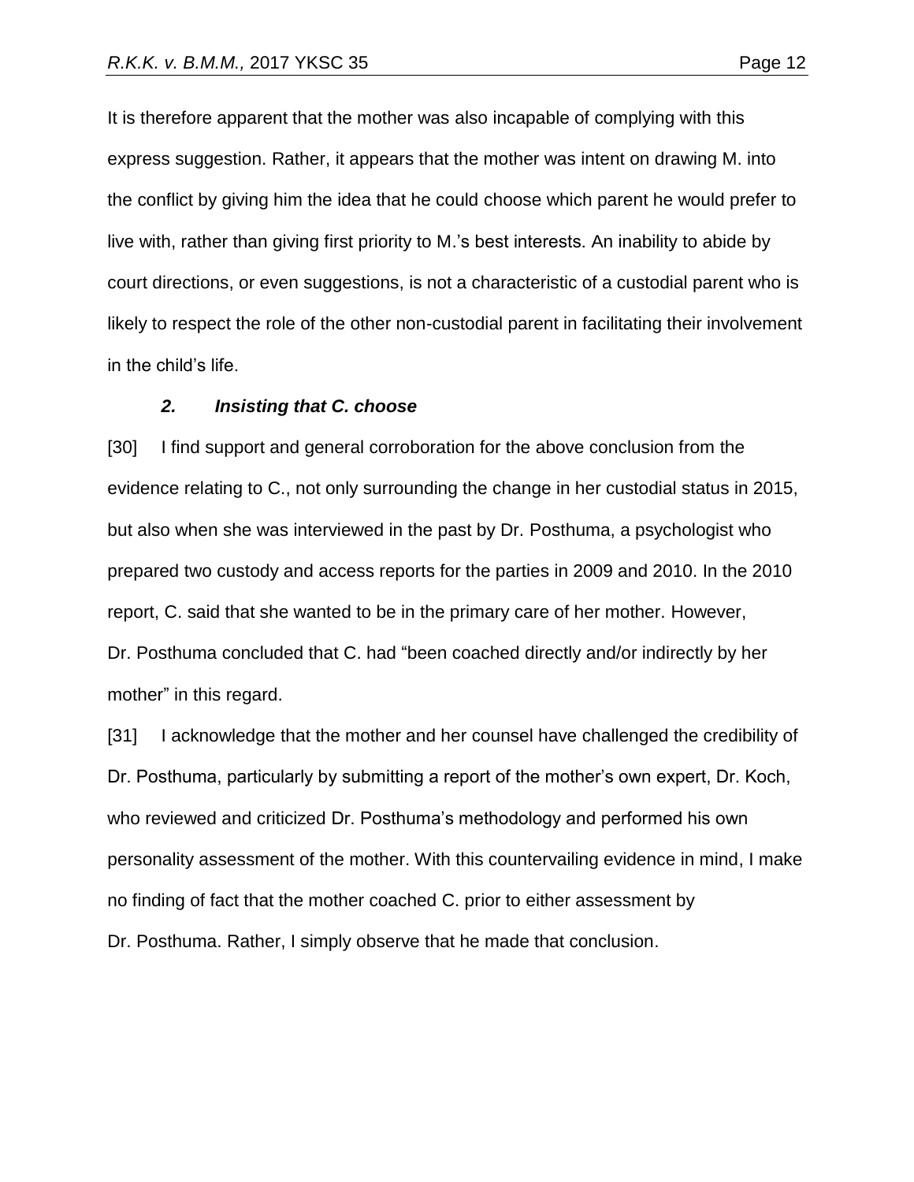It is therefore apparent that the mother was also incapable of complying with this express suggestion. Rather, it appears that the mother was intent on drawing M. into the conflict by giving him the idea that he could choose which parent he would prefer to live with, rather than giving first priority to M.'s best interests. An inability to abide by court directions, or even suggestions, is not a characteristic of a custodial parent who is likely to respect the role of the other non-custodial parent in facilitating their involvement in the child's life.

### *2. Insisting that C. choose*

[30] I find support and general corroboration for the above conclusion from the evidence relating to C., not only surrounding the change in her custodial status in 2015, but also when she was interviewed in the past by Dr. Posthuma, a psychologist who prepared two custody and access reports for the parties in 2009 and 2010. In the 2010 report, C. said that she wanted to be in the primary care of her mother. However, Dr. Posthuma concluded that C. had "been coached directly and/or indirectly by her mother" in this regard.

[31] I acknowledge that the mother and her counsel have challenged the credibility of Dr. Posthuma, particularly by submitting a report of the mother's own expert, Dr. Koch, who reviewed and criticized Dr. Posthuma's methodology and performed his own personality assessment of the mother. With this countervailing evidence in mind, I make no finding of fact that the mother coached C. prior to either assessment by Dr. Posthuma. Rather, I simply observe that he made that conclusion.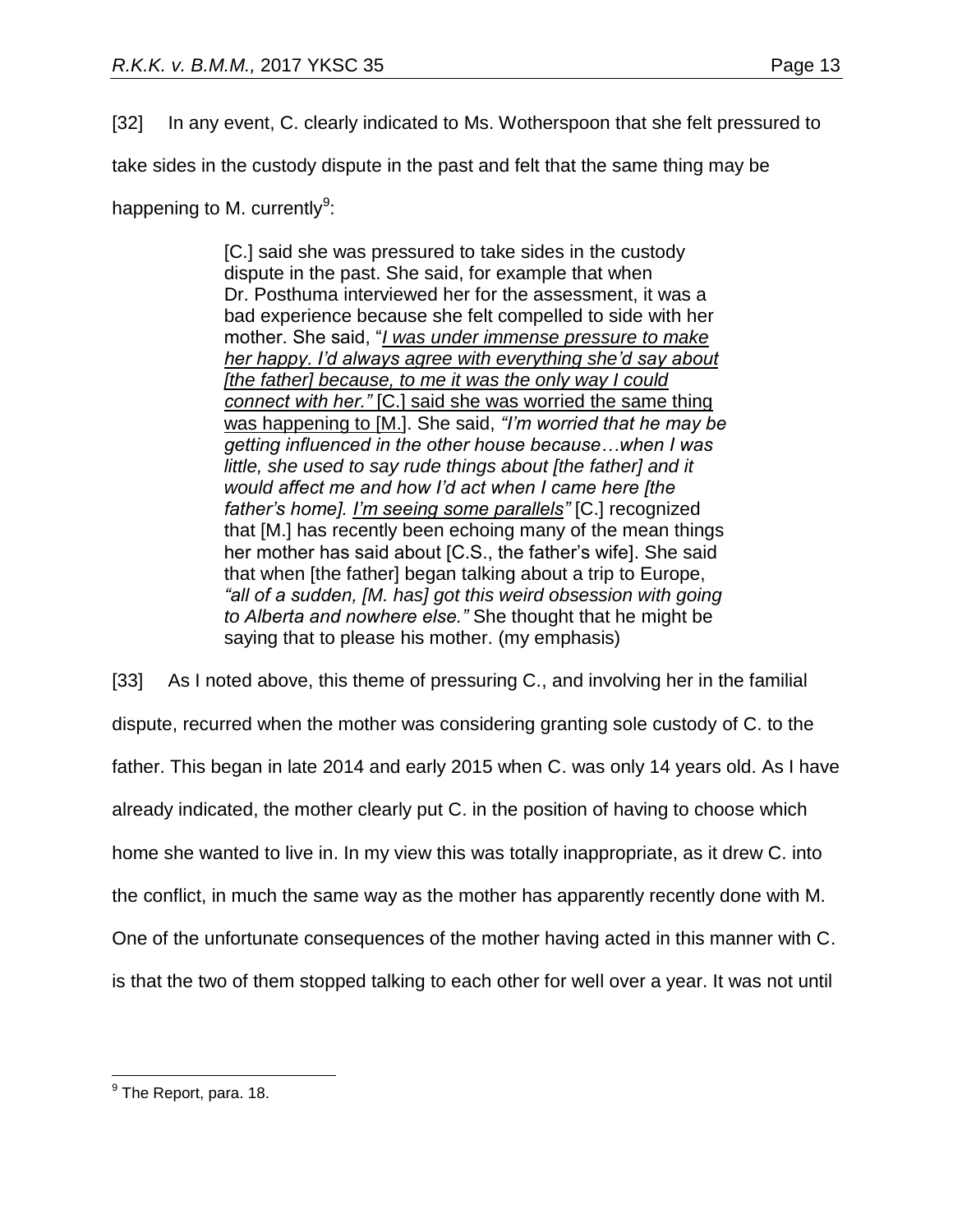[32] In any event, C. clearly indicated to Ms. Wotherspoon that she felt pressured to take sides in the custody dispute in the past and felt that the same thing may be happening to M. currently[9]:

> [C.] said she was pressured to take sides in the custody dispute in the past. She said, for example that when Dr. Posthuma interviewed her for the assessment, it was a bad experience because she felt compelled to side with her mother. She said, "*I was under immense pressure to make her happy. I'd always agree with everything she'd say about [the father] because, to me it was the only way I could connect with her."* [C.] said she was worried the same thing was happening to [M.]. She said, *"I'm worried that he may be getting influenced in the other house because…when I was little, she used to say rude things about [the father] and it would affect me and how I'd act when I came here [the father's home]. I'm seeing some parallels"* [C.] recognized that [M.] has recently been echoing many of the mean things her mother has said about [C.S., the father's wife]. She said that when [the father] began talking about a trip to Europe, *"all of a sudden, [M. has] got this weird obsession with going to Alberta and nowhere else."* She thought that he might be saying that to please his mother. (my emphasis)

[33] As I noted above, this theme of pressuring C., and involving her in the familial dispute, recurred when the mother was considering granting sole custody of C. to the father. This began in late 2014 and early 2015 when C. was only 14 years old. As I have already indicated, the mother clearly put C. in the position of having to choose which home she wanted to live in. In my view this was totally inappropriate, as it drew C. into the conflict, in much the same way as the mother has apparently recently done with M. One of the unfortunate consequences of the mother having acted in this manner with C. is that the two of them stopped talking to each other for well over a year. It was not until

---

[9] The Report, para. 18.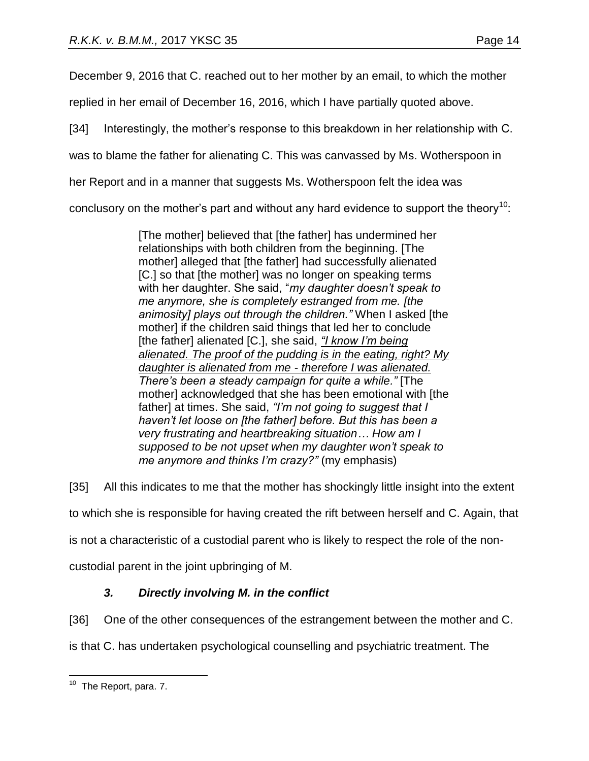December 9, 2016 that C. reached out to her mother by an email, to which the mother replied in her email of December 16, 2016, which I have partially quoted above.

[34] Interestingly, the mother's response to this breakdown in her relationship with C. was to blame the father for alienating C. This was canvassed by Ms. Wotherspoon in her Report and in a manner that suggests Ms. Wotherspoon felt the idea was conclusory on the mother's part and without any hard evidence to support the theory[10]:

> [The mother] believed that [the father] has undermined her relationships with both children from the beginning. [The mother] alleged that [the father] had successfully alienated [C.] so that [the mother] was no longer on speaking terms with her daughter. She said, "*my daughter doesn't speak to me anymore, she is completely estranged from me. [the animosity] plays out through the children.*" When I asked [the mother] if the children said things that led her to conclude [the father] alienated [C.], she said, <u>*"I know I'm being alienated. The proof of the pudding is in the eating, right? My daughter is alienated from me - therefore I was alienated.*</u> *There's been a steady campaign for quite a while."* [The mother] acknowledged that she has been emotional with [the father] at times. She said, *"I'm not going to suggest that I haven't let loose on [the father] before. But this has been a very frustrating and heartbreaking situation… How am I supposed to be not upset when my daughter won't speak to me anymore and thinks I'm crazy?"* (my emphasis)

[35] All this indicates to me that the mother has shockingly little insight into the extent to which she is responsible for having created the rift between herself and C. Again, that is not a characteristic of a custodial parent who is likely to respect the role of the non-custodial parent in the joint upbringing of M.

### *3. Directly involving M. in the conflict*

[36] One of the other consequences of the estrangement between the mother and C. is that C. has undertaken psychological counselling and psychiatric treatment. The

---

[10] The Report, para. 7.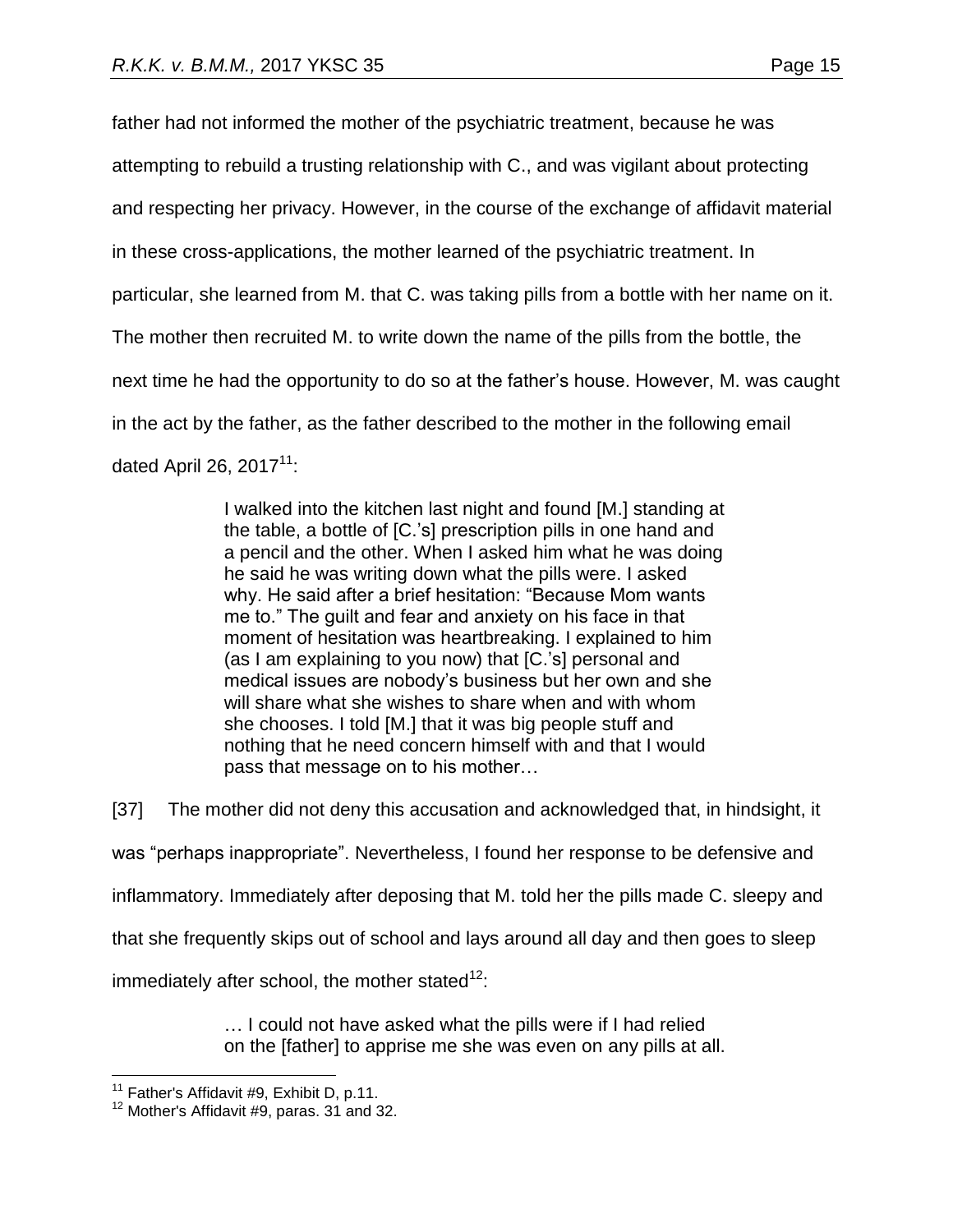father had not informed the mother of the psychiatric treatment, because he was attempting to rebuild a trusting relationship with C., and was vigilant about protecting and respecting her privacy. However, in the course of the exchange of affidavit material in these cross-applications, the mother learned of the psychiatric treatment. In particular, she learned from M. that C. was taking pills from a bottle with her name on it. The mother then recruited M. to write down the name of the pills from the bottle, the next time he had the opportunity to do so at the father's house. However, M. was caught in the act by the father, as the father described to the mother in the following email dated April 26, 2017[11]:

> I walked into the kitchen last night and found [M.] standing at the table, a bottle of [C.'s] prescription pills in one hand and a pencil and the other. When I asked him what he was doing he said he was writing down what the pills were. I asked why. He said after a brief hesitation: "Because Mom wants me to." The guilt and fear and anxiety on his face in that moment of hesitation was heartbreaking. I explained to him (as I am explaining to you now) that [C.'s] personal and medical issues are nobody's business but her own and she will share what she wishes to share when and with whom she chooses. I told [M.] that it was big people stuff and nothing that he need concern himself with and that I would pass that message on to his mother…

[37] The mother did not deny this accusation and acknowledged that, in hindsight, it was "perhaps inappropriate". Nevertheless, I found her response to be defensive and inflammatory. Immediately after deposing that M. told her the pills made C. sleepy and that she frequently skips out of school and lays around all day and then goes to sleep immediately after school, the mother stated[12]:

> … I could not have asked what the pills were if I had relied on the [father] to apprise me she was even on any pills at all.

[11] Father's Affidavit #9, Exhibit D, p.11.

[12] Mother's Affidavit #9, paras. 31 and 32.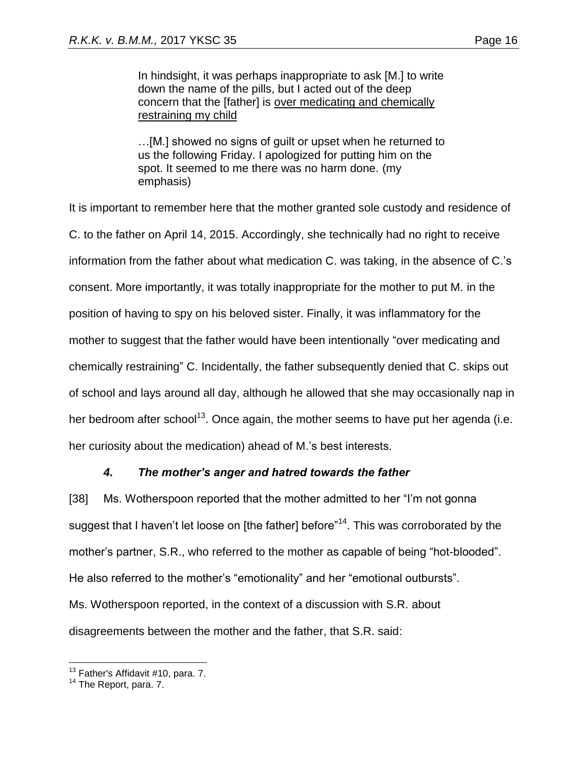> In hindsight, it was perhaps inappropriate to ask [M.] to write down the name of the pills, but I acted out of the deep concern that the [father] is <u>over medicating and chemically restraining my child</u>
>
> …[M.] showed no signs of guilt or upset when he returned to us the following Friday. I apologized for putting him on the spot. It seemed to me there was no harm done. (my emphasis)

It is important to remember here that the mother granted sole custody and residence of C. to the father on April 14, 2015. Accordingly, she technically had no right to receive information from the father about what medication C. was taking, in the absence of C.'s consent. More importantly, it was totally inappropriate for the mother to put M. in the position of having to spy on his beloved sister. Finally, it was inflammatory for the mother to suggest that the father would have been intentionally "over medicating and chemically restraining" C. Incidentally, the father subsequently denied that C. skips out of school and lays around all day, although he allowed that she may occasionally nap in her bedroom after school[13]. Once again, the mother seems to have put her agenda (i.e. her curiosity about the medication) ahead of M.'s best interests.

### *4. The mother's anger and hatred towards the father*

[38] Ms. Wotherspoon reported that the mother admitted to her "I'm not gonna suggest that I haven't let loose on [the father] before"[14]. This was corroborated by the mother's partner, S.R., who referred to the mother as capable of being "hot-blooded". He also referred to the mother's "emotionality" and her "emotional outbursts". Ms. Wotherspoon reported, in the context of a discussion with S.R. about disagreements between the mother and the father, that S.R. said:

---

[13] Father's Affidavit #10, para. 7.

[14] The Report, para. 7.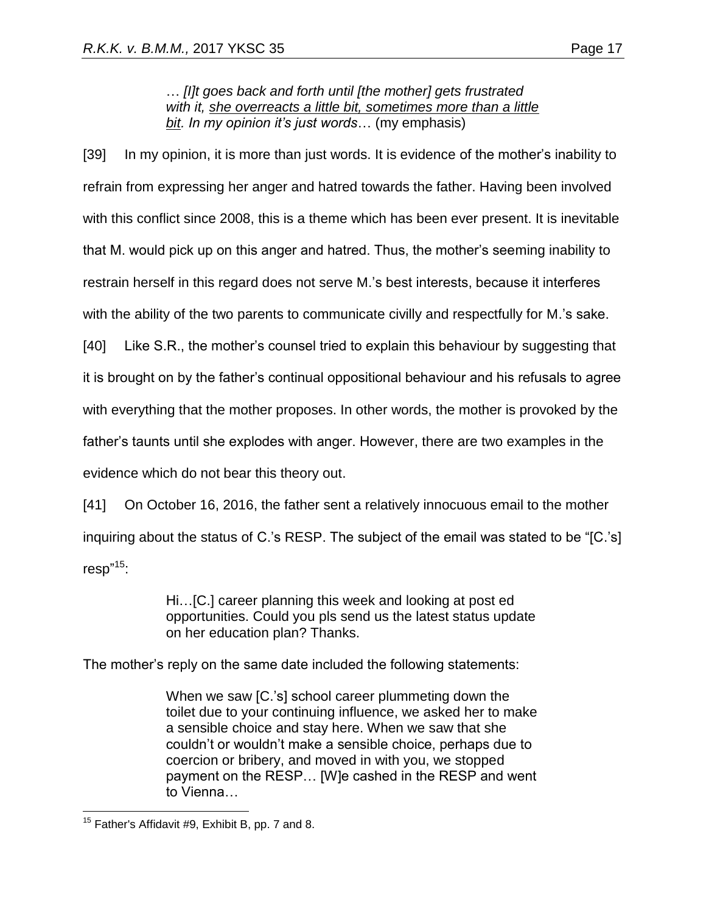> … *[I]t goes back and forth until [the mother] gets frustrated with it, <u>she overreacts a little bit, sometimes more than a little bit</u>. In my opinion it's just words*… (my emphasis)

[39] In my opinion, it is more than just words. It is evidence of the mother's inability to refrain from expressing her anger and hatred towards the father. Having been involved with this conflict since 2008, this is a theme which has been ever present. It is inevitable that M. would pick up on this anger and hatred. Thus, the mother's seeming inability to restrain herself in this regard does not serve M.'s best interests, because it interferes with the ability of the two parents to communicate civilly and respectfully for M.'s sake.

[40] Like S.R., the mother's counsel tried to explain this behaviour by suggesting that it is brought on by the father's continual oppositional behaviour and his refusals to agree with everything that the mother proposes. In other words, the mother is provoked by the father's taunts until she explodes with anger. However, there are two examples in the evidence which do not bear this theory out.

[41] On October 16, 2016, the father sent a relatively innocuous email to the mother inquiring about the status of C.'s RESP. The subject of the email was stated to be "[C.'s] resp"[15]:

> Hi…[C.] career planning this week and looking at post ed opportunities. Could you pls send us the latest status update on her education plan? Thanks.

The mother's reply on the same date included the following statements:

> When we saw [C.'s] school career plummeting down the toilet due to your continuing influence, we asked her to make a sensible choice and stay here. When we saw that she couldn't or wouldn't make a sensible choice, perhaps due to coercion or bribery, and moved in with you, we stopped payment on the RESP… [W]e cashed in the RESP and went to Vienna…

---

[15] Father's Affidavit #9, Exhibit B, pp. 7 and 8.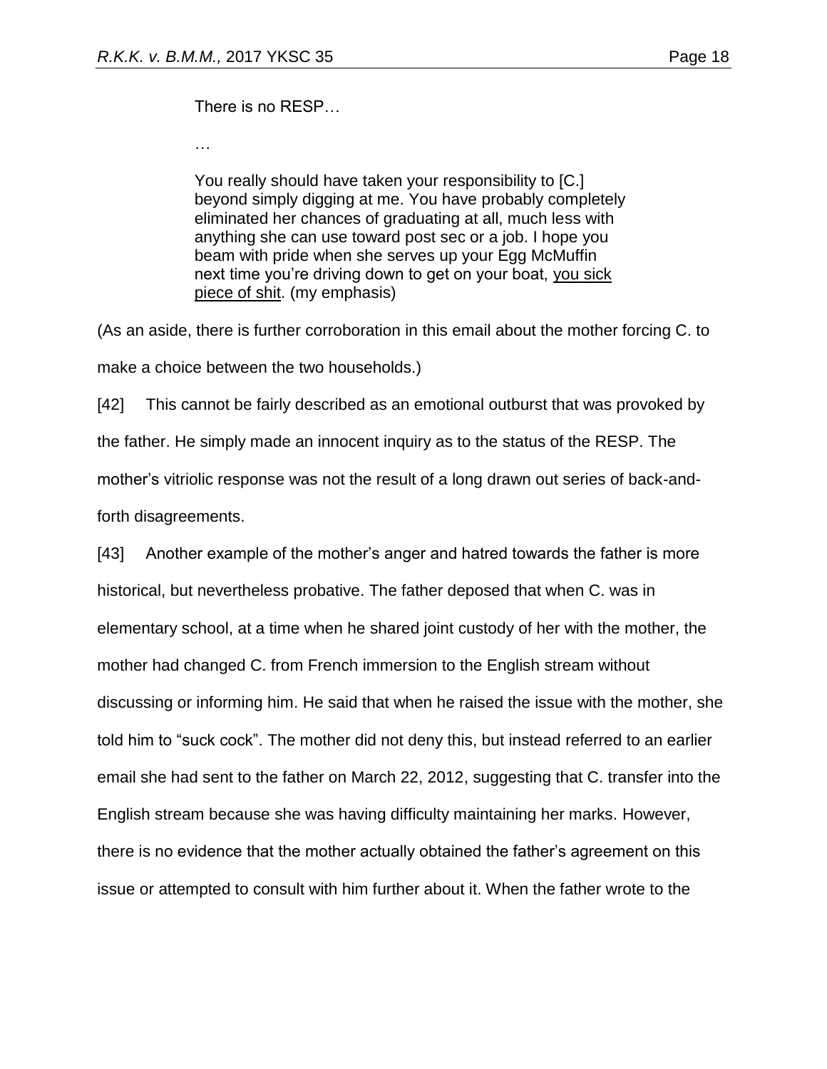> There is no RESP…
>
> …
>
> You really should have taken your responsibility to [C.] beyond simply digging at me. You have probably completely eliminated her chances of graduating at all, much less with anything she can use toward post sec or a job. I hope you beam with pride when she serves up your Egg McMuffin next time you're driving down to get on your boat, <u>you sick piece of shit</u>. (my emphasis)

(As an aside, there is further corroboration in this email about the mother forcing C. to make a choice between the two households.)

[42] This cannot be fairly described as an emotional outburst that was provoked by the father. He simply made an innocent inquiry as to the status of the RESP. The mother's vitriolic response was not the result of a long drawn out series of back-and-forth disagreements.

[43] Another example of the mother's anger and hatred towards the father is more historical, but nevertheless probative. The father deposed that when C. was in elementary school, at a time when he shared joint custody of her with the mother, the mother had changed C. from French immersion to the English stream without discussing or informing him. He said that when he raised the issue with the mother, she told him to "suck cock". The mother did not deny this, but instead referred to an earlier email she had sent to the father on March 22, 2012, suggesting that C. transfer into the English stream because she was having difficulty maintaining her marks. However, there is no evidence that the mother actually obtained the father's agreement on this issue or attempted to consult with him further about it. When the father wrote to the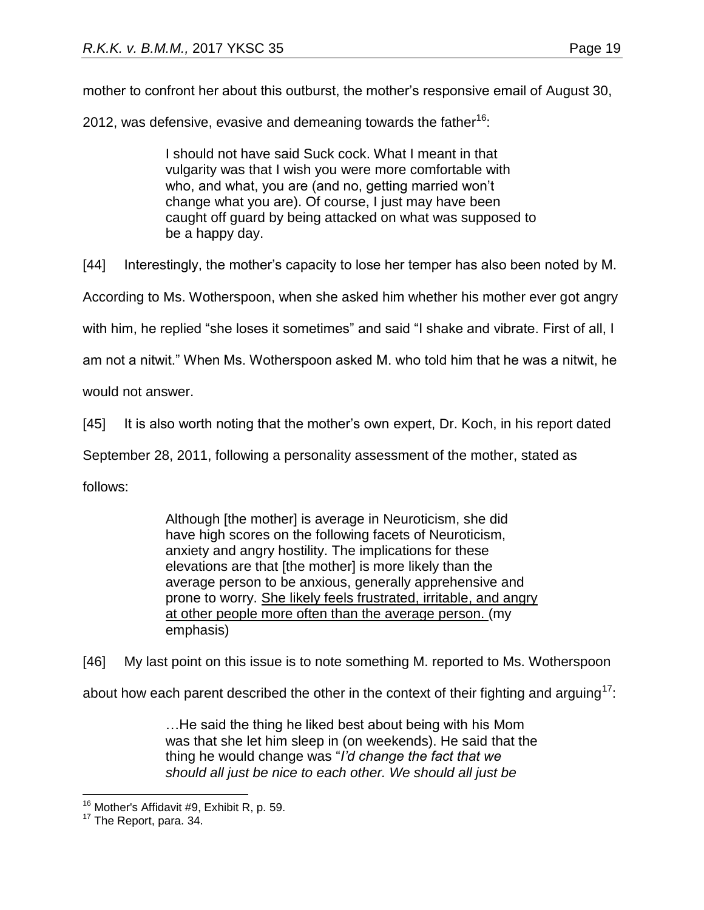mother to confront her about this outburst, the mother's responsive email of August 30, 2012, was defensive, evasive and demeaning towards the father[16]:

> I should not have said Suck cock. What I meant in that vulgarity was that I wish you were more comfortable with who, and what, you are (and no, getting married won't change what you are). Of course, I just may have been caught off guard by being attacked on what was supposed to be a happy day.

[44] Interestingly, the mother's capacity to lose her temper has also been noted by M. According to Ms. Wotherspoon, when she asked him whether his mother ever got angry with him, he replied "she loses it sometimes" and said "I shake and vibrate. First of all, I am not a nitwit." When Ms. Wotherspoon asked M. who told him that he was a nitwit, he would not answer.

[45] It is also worth noting that the mother's own expert, Dr. Koch, in his report dated September 28, 2011, following a personality assessment of the mother, stated as follows:

> Although [the mother] is average in Neuroticism, she did have high scores on the following facets of Neuroticism, anxiety and angry hostility. The implications for these elevations are that [the mother] is more likely than the average person to be anxious, generally apprehensive and prone to worry. <u>She likely feels frustrated, irritable, and angry at other people more often than the average person.</u> (my emphasis)

[46] My last point on this issue is to note something M. reported to Ms. Wotherspoon about how each parent described the other in the context of their fighting and arguing[17]:

> …He said the thing he liked best about being with his Mom was that she let him sleep in (on weekends). He said that the thing he would change was "*I'd change the fact that we should all just be nice to each other. We should all just be*

---

[16] Mother's Affidavit #9, Exhibit R, p. 59.

[17] The Report, para. 34.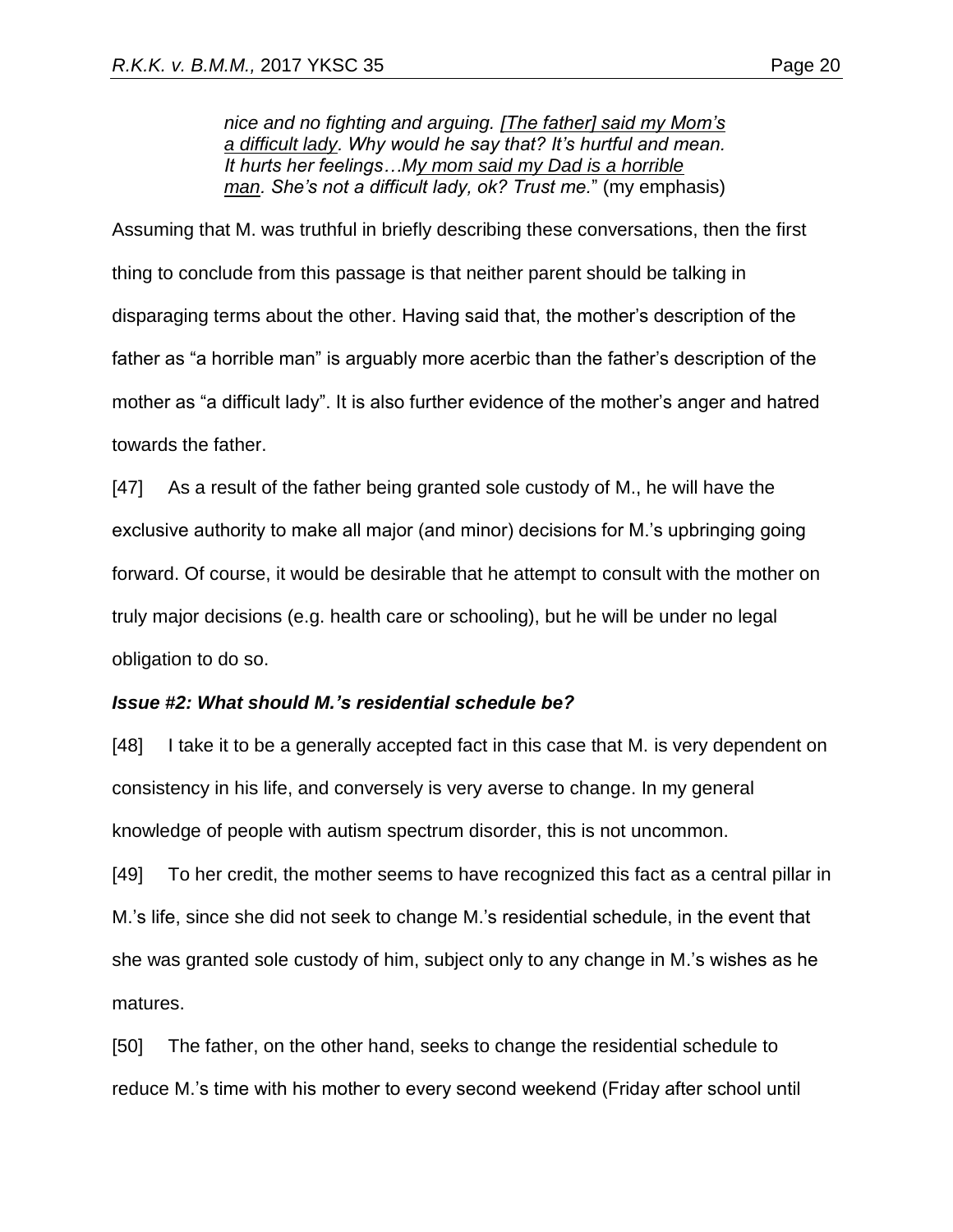> *nice and no fighting and arguing. <u>[The father] said my Mom's a difficult lady</u>. Why would he say that? It's hurtful and mean. It hurts her feelings…M<u>y mom said my Dad is a horrible man</u>. She's not a difficult lady, ok? Trust me.*" (my emphasis)

Assuming that M. was truthful in briefly describing these conversations, then the first thing to conclude from this passage is that neither parent should be talking in disparaging terms about the other. Having said that, the mother's description of the father as "a horrible man" is arguably more acerbic than the father's description of the mother as "a difficult lady". It is also further evidence of the mother's anger and hatred towards the father.

[47] As a result of the father being granted sole custody of M., he will have the exclusive authority to make all major (and minor) decisions for M.'s upbringing going forward. Of course, it would be desirable that he attempt to consult with the mother on truly major decisions (e.g. health care or schooling), but he will be under no legal obligation to do so.

***Issue #2: What should M.'s residential schedule be?***

[48] I take it to be a generally accepted fact in this case that M. is very dependent on consistency in his life, and conversely is very averse to change. In my general knowledge of people with autism spectrum disorder, this is not uncommon.

[49] To her credit, the mother seems to have recognized this fact as a central pillar in M.'s life, since she did not seek to change M.'s residential schedule, in the event that she was granted sole custody of him, subject only to any change in M.'s wishes as he matures.

[50] The father, on the other hand, seeks to change the residential schedule to reduce M.'s time with his mother to every second weekend (Friday after school until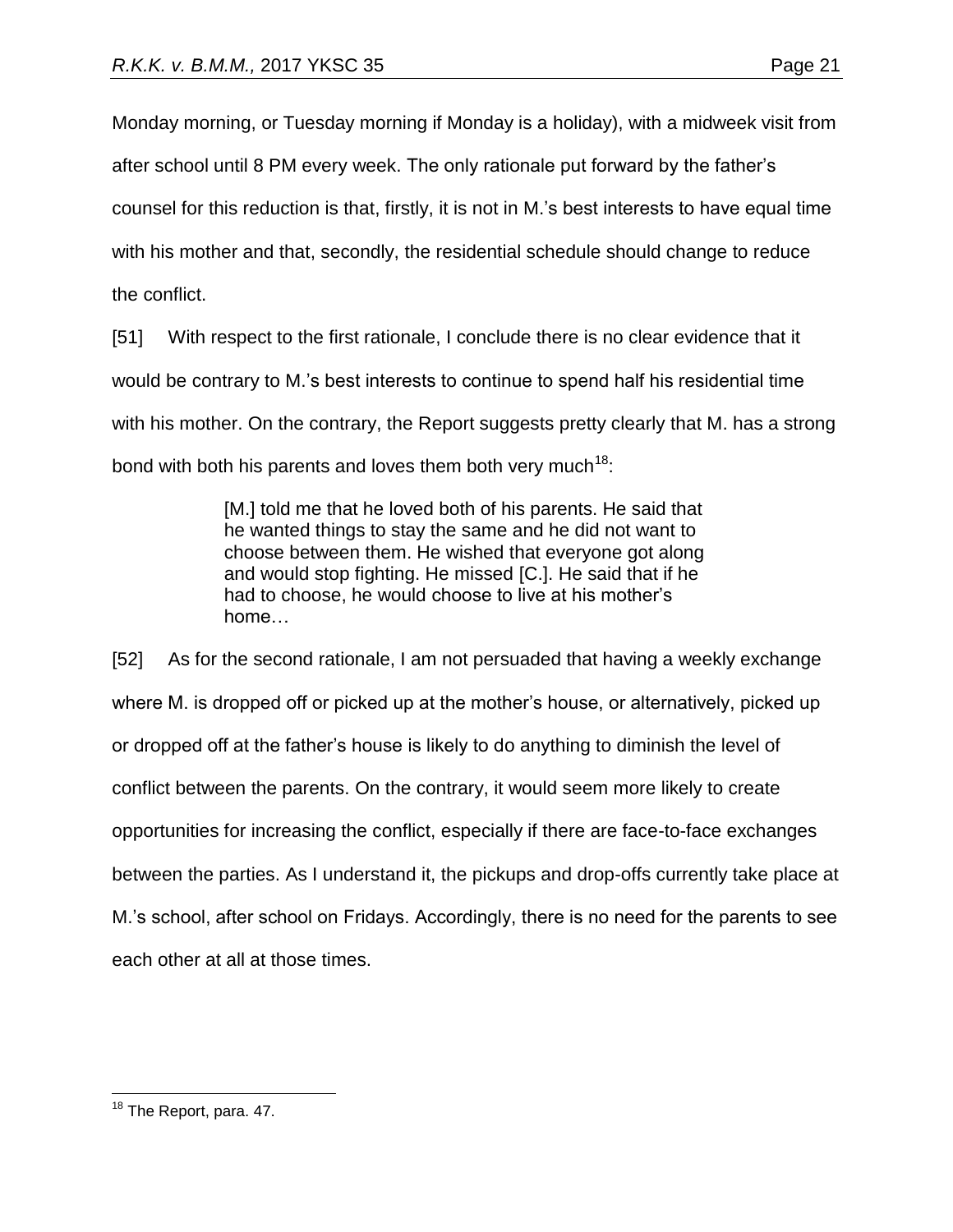Monday morning, or Tuesday morning if Monday is a holiday), with a midweek visit from after school until 8 PM every week. The only rationale put forward by the father's counsel for this reduction is that, firstly, it is not in M.'s best interests to have equal time with his mother and that, secondly, the residential schedule should change to reduce the conflict.

[51] With respect to the first rationale, I conclude there is no clear evidence that it would be contrary to M.'s best interests to continue to spend half his residential time with his mother. On the contrary, the Report suggests pretty clearly that M. has a strong bond with both his parents and loves them both very much[18]:

> [M.] told me that he loved both of his parents. He said that he wanted things to stay the same and he did not want to choose between them. He wished that everyone got along and would stop fighting. He missed [C.]. He said that if he had to choose, he would choose to live at his mother's home…

[52] As for the second rationale, I am not persuaded that having a weekly exchange where M. is dropped off or picked up at the mother's house, or alternatively, picked up or dropped off at the father's house is likely to do anything to diminish the level of conflict between the parents. On the contrary, it would seem more likely to create opportunities for increasing the conflict, especially if there are face-to-face exchanges between the parties. As I understand it, the pickups and drop-offs currently take place at M.'s school, after school on Fridays. Accordingly, there is no need for the parents to see each other at all at those times.

---

[18] The Report, para. 47.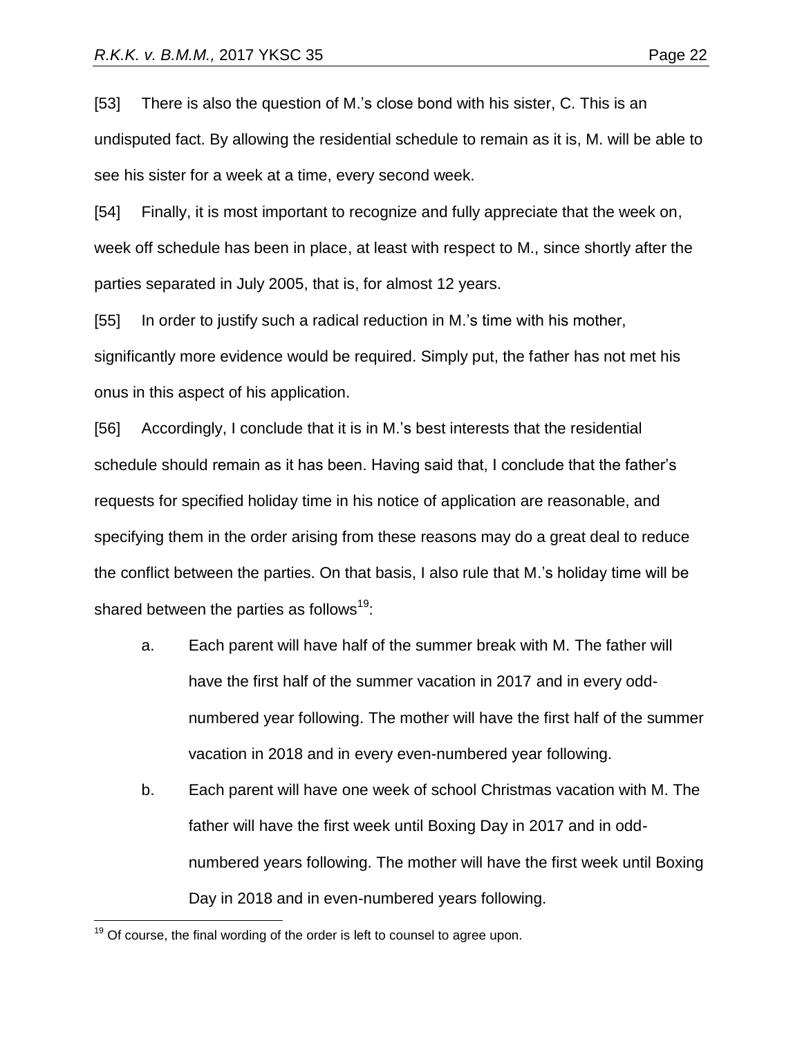[53] There is also the question of M.'s close bond with his sister, C. This is an undisputed fact. By allowing the residential schedule to remain as it is, M. will be able to see his sister for a week at a time, every second week.

[54] Finally, it is most important to recognize and fully appreciate that the week on, week off schedule has been in place, at least with respect to M., since shortly after the parties separated in July 2005, that is, for almost 12 years.

[55] In order to justify such a radical reduction in M.'s time with his mother, significantly more evidence would be required. Simply put, the father has not met his onus in this aspect of his application.

[56] Accordingly, I conclude that it is in M.'s best interests that the residential schedule should remain as it has been. Having said that, I conclude that the father's requests for specified holiday time in his notice of application are reasonable, and specifying them in the order arising from these reasons may do a great deal to reduce the conflict between the parties. On that basis, I also rule that M.'s holiday time will be shared between the parties as follows[19]:

a. Each parent will have half of the summer break with M. The father will have the first half of the summer vacation in 2017 and in every odd-numbered year following. The mother will have the first half of the summer vacation in 2018 and in every even-numbered year following.

b. Each parent will have one week of school Christmas vacation with M. The father will have the first week until Boxing Day in 2017 and in odd-numbered years following. The mother will have the first week until Boxing Day in 2018 and in even-numbered years following.

---

[19] Of course, the final wording of the order is left to counsel to agree upon.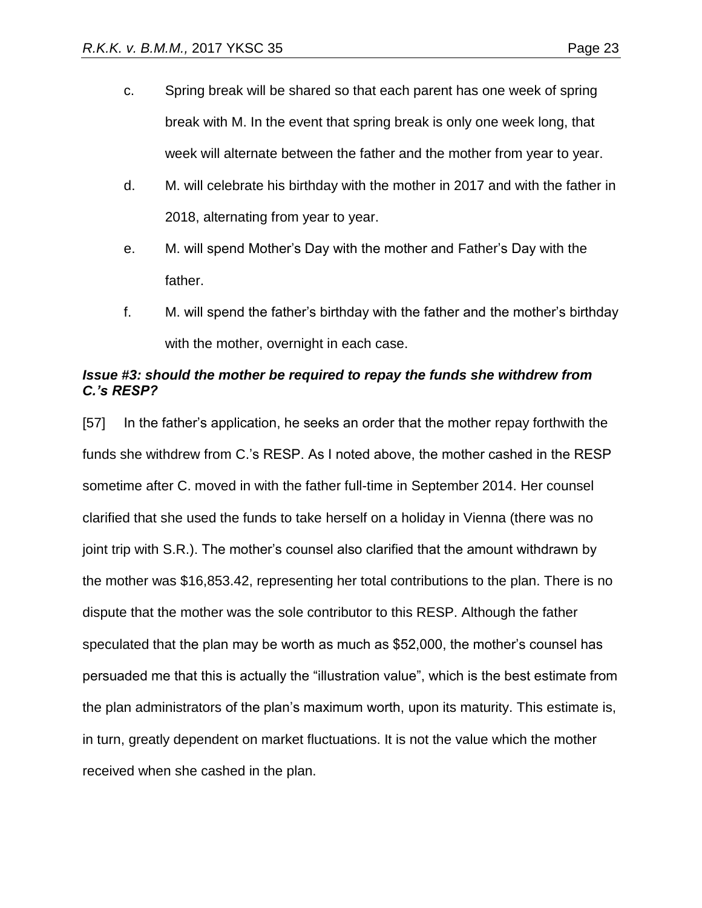c. Spring break will be shared so that each parent has one week of spring break with M. In the event that spring break is only one week long, that week will alternate between the father and the mother from year to year.

d. M. will celebrate his birthday with the mother in 2017 and with the father in 2018, alternating from year to year.

e. M. will spend Mother's Day with the mother and Father's Day with the father.

f. M. will spend the father's birthday with the father and the mother's birthday with the mother, overnight in each case.

### *Issue #3: should the mother be required to repay the funds she withdrew from C.'s RESP?*

[57] In the father's application, he seeks an order that the mother repay forthwith the funds she withdrew from C.'s RESP. As I noted above, the mother cashed in the RESP sometime after C. moved in with the father full-time in September 2014. Her counsel clarified that she used the funds to take herself on a holiday in Vienna (there was no joint trip with S.R.). The mother's counsel also clarified that the amount withdrawn by the mother was $16,853.42, representing her total contributions to the plan. There is no dispute that the mother was the sole contributor to this RESP. Although the father speculated that the plan may be worth as much as $52,000, the mother's counsel has persuaded me that this is actually the "illustration value", which is the best estimate from the plan administrators of the plan's maximum worth, upon its maturity. This estimate is, in turn, greatly dependent on market fluctuations. It is not the value which the mother received when she cashed in the plan.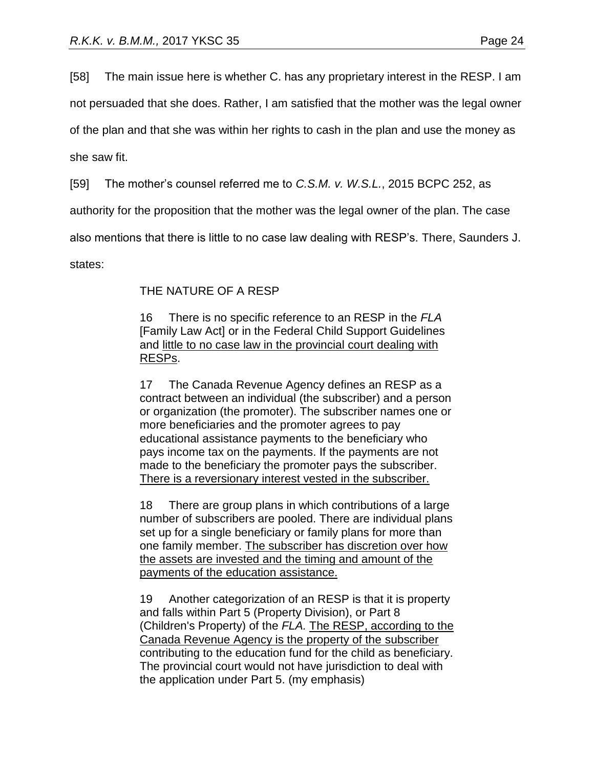[58] The main issue here is whether C. has any proprietary interest in the RESP. I am not persuaded that she does. Rather, I am satisfied that the mother was the legal owner of the plan and that she was within her rights to cash in the plan and use the money as she saw fit.

[59] The mother's counsel referred me to *C.S.M. v. W.S.L.*, 2015 BCPC 252, as authority for the proposition that the mother was the legal owner of the plan. The case also mentions that there is little to no case law dealing with RESP's. There, Saunders J. states:

> THE NATURE OF A RESP
>
> 16 There is no specific reference to an RESP in the *FLA* [Family Law Act] or in the Federal Child Support Guidelines and <u>little to no case law in the provincial court dealing with RESPs</u>.
>
> 17 The Canada Revenue Agency defines an RESP as a contract between an individual (the subscriber) and a person or organization (the promoter). The subscriber names one or more beneficiaries and the promoter agrees to pay educational assistance payments to the beneficiary who pays income tax on the payments. If the payments are not made to the beneficiary the promoter pays the subscriber. <u>There is a reversionary interest vested in the subscriber.</u>
>
> 18 There are group plans in which contributions of a large number of subscribers are pooled. There are individual plans set up for a single beneficiary or family plans for more than one family member. <u>The subscriber has discretion over how the assets are invested and the timing and amount of the payments of the education assistance.</u>
>
> 19 Another categorization of an RESP is that it is property and falls within Part 5 (Property Division), or Part 8 (Children's Property) of the *FLA.* <u>The RESP, according to the Canada Revenue Agency is the property of the subscriber</u> contributing to the education fund for the child as beneficiary. The provincial court would not have jurisdiction to deal with the application under Part 5. (my emphasis)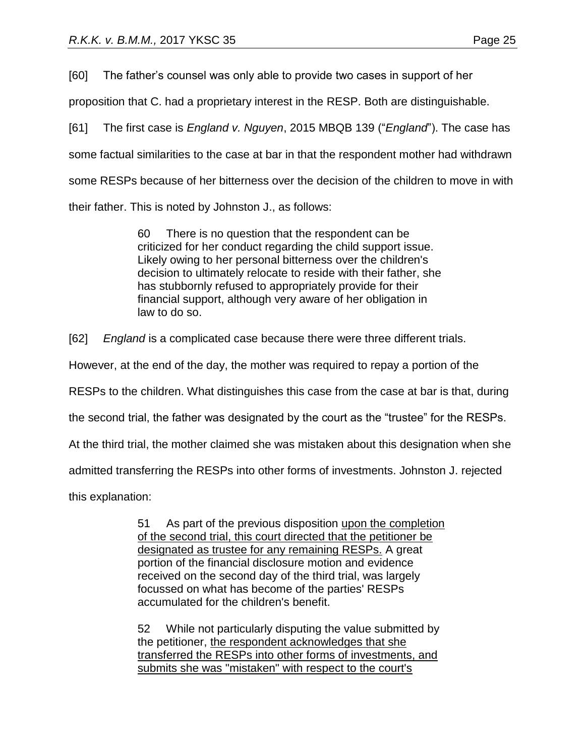[60] The father's counsel was only able to provide two cases in support of her proposition that C. had a proprietary interest in the RESP. Both are distinguishable.

[61] The first case is *England v. Nguyen*, 2015 MBQB 139 ("*England*"). The case has some factual similarities to the case at bar in that the respondent mother had withdrawn some RESPs because of her bitterness over the decision of the children to move in with their father. This is noted by Johnston J., as follows:

> 60 There is no question that the respondent can be criticized for her conduct regarding the child support issue. Likely owing to her personal bitterness over the children's decision to ultimately relocate to reside with their father, she has stubbornly refused to appropriately provide for their financial support, although very aware of her obligation in law to do so.

[62] *England* is a complicated case because there were three different trials. However, at the end of the day, the mother was required to repay a portion of the RESPs to the children. What distinguishes this case from the case at bar is that, during the second trial, the father was designated by the court as the "trustee" for the RESPs. At the third trial, the mother claimed she was mistaken about this designation when she admitted transferring the RESPs into other forms of investments. Johnston J. rejected this explanation:

> 51 As part of the previous disposition <u>upon the completion of the second trial, this court directed that the petitioner be designated as trustee for any remaining RESPs.</u> A great portion of the financial disclosure motion and evidence received on the second day of the third trial, was largely focussed on what has become of the parties' RESPs accumulated for the children's benefit.
>
> 52 While not particularly disputing the value submitted by the petitioner, <u>the respondent acknowledges that she transferred the RESPs into other forms of investments, and submits she was "mistaken" with respect to the court's</u>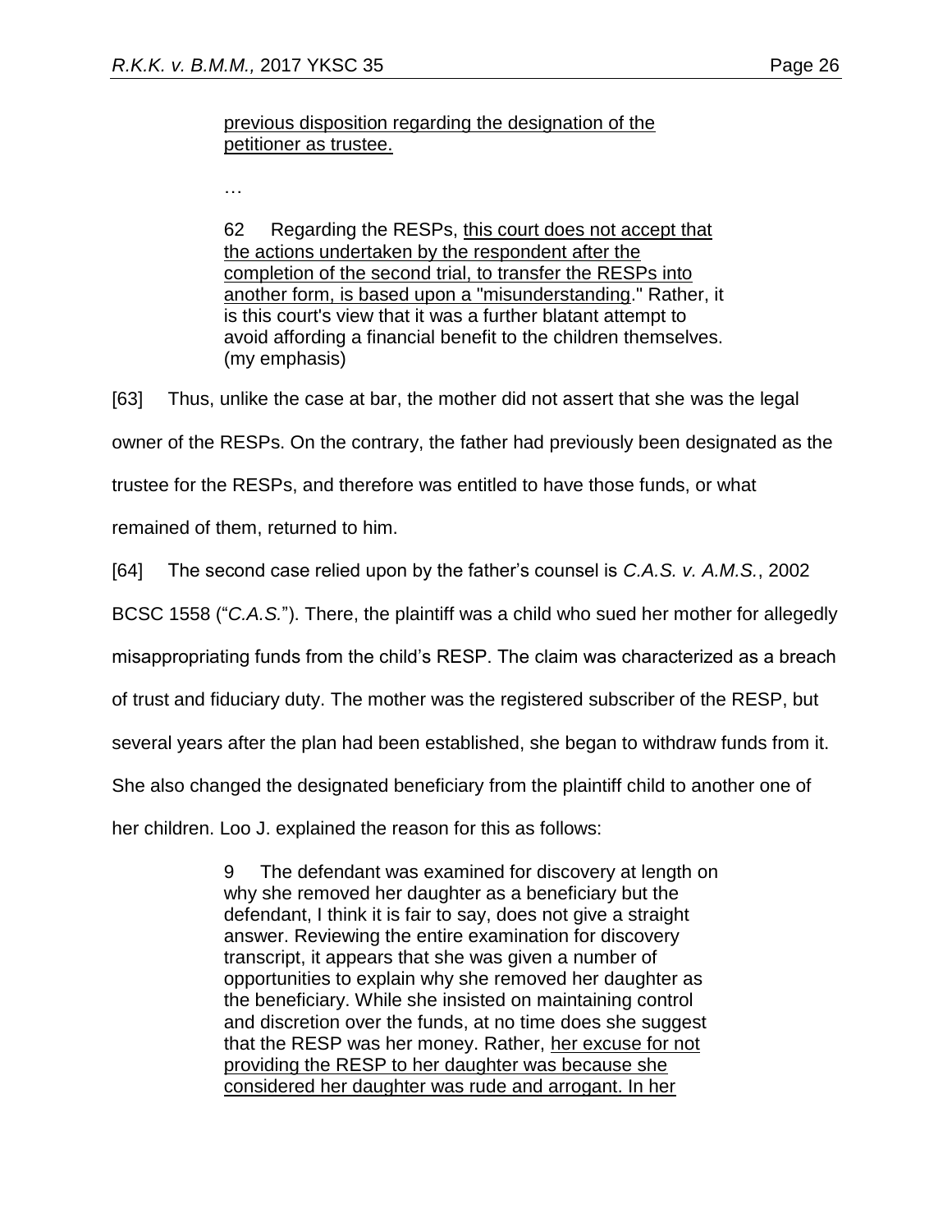> previous disposition regarding the designation of the petitioner as trustee.
>
> …
>
> 62 Regarding the RESPs, this court does not accept that the actions undertaken by the respondent after the completion of the second trial, to transfer the RESPs into another form, is based upon a "misunderstanding." Rather, it is this court's view that it was a further blatant attempt to avoid affording a financial benefit to the children themselves. (my emphasis)

[63] Thus, unlike the case at bar, the mother did not assert that she was the legal owner of the RESPs. On the contrary, the father had previously been designated as the trustee for the RESPs, and therefore was entitled to have those funds, or what remained of them, returned to him.

[64] The second case relied upon by the father's counsel is *C.A.S. v. A.M.S.*, 2002 BCSC 1558 ("*C.A.S.*"). There, the plaintiff was a child who sued her mother for allegedly misappropriating funds from the child's RESP. The claim was characterized as a breach of trust and fiduciary duty. The mother was the registered subscriber of the RESP, but several years after the plan had been established, she began to withdraw funds from it. She also changed the designated beneficiary from the plaintiff child to another one of her children. Loo J. explained the reason for this as follows:

> 9 The defendant was examined for discovery at length on why she removed her daughter as a beneficiary but the defendant, I think it is fair to say, does not give a straight answer. Reviewing the entire examination for discovery transcript, it appears that she was given a number of opportunities to explain why she removed her daughter as the beneficiary. While she insisted on maintaining control and discretion over the funds, at no time does she suggest that the RESP was her money. Rather, her excuse for not providing the RESP to her daughter was because she considered her daughter was rude and arrogant. In her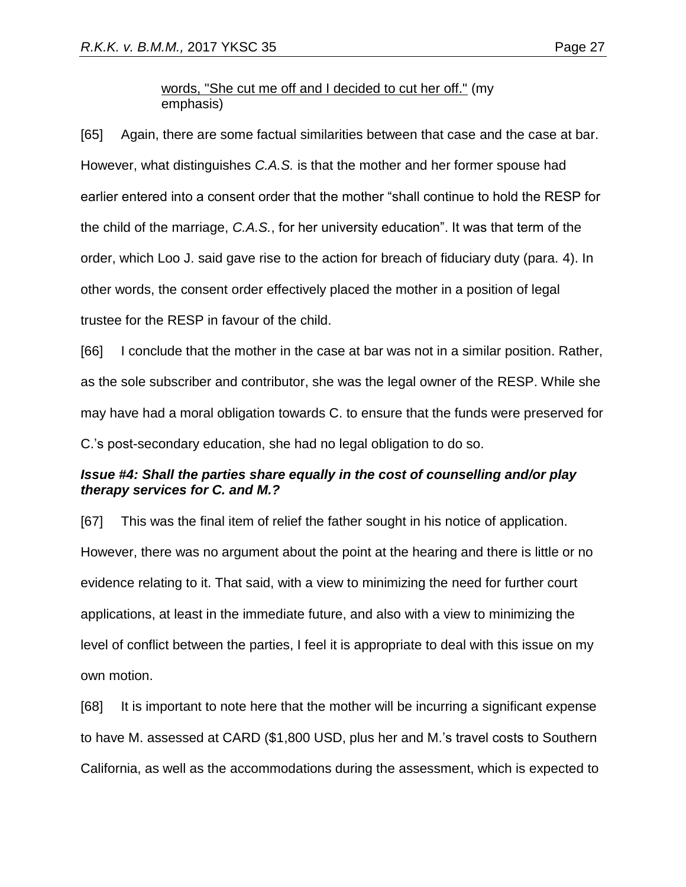> words, "She cut me off and I decided to cut her off." (my emphasis)

[65] Again, there are some factual similarities between that case and the case at bar. However, what distinguishes *C.A.S.* is that the mother and her former spouse had earlier entered into a consent order that the mother "shall continue to hold the RESP for the child of the marriage, *C.A.S.*, for her university education". It was that term of the order, which Loo J. said gave rise to the action for breach of fiduciary duty (para. 4). In other words, the consent order effectively placed the mother in a position of legal trustee for the RESP in favour of the child.

[66] I conclude that the mother in the case at bar was not in a similar position. Rather, as the sole subscriber and contributor, she was the legal owner of the RESP. While she may have had a moral obligation towards C. to ensure that the funds were preserved for C.'s post-secondary education, she had no legal obligation to do so.

### *Issue #4: Shall the parties share equally in the cost of counselling and/or play therapy services for C. and M.?*

[67] This was the final item of relief the father sought in his notice of application. However, there was no argument about the point at the hearing and there is little or no evidence relating to it. That said, with a view to minimizing the need for further court applications, at least in the immediate future, and also with a view to minimizing the level of conflict between the parties, I feel it is appropriate to deal with this issue on my own motion.

[68] It is important to note here that the mother will be incurring a significant expense to have M. assessed at CARD ($1,800 USD, plus her and M.'s travel costs to Southern California, as well as the accommodations during the assessment, which is expected to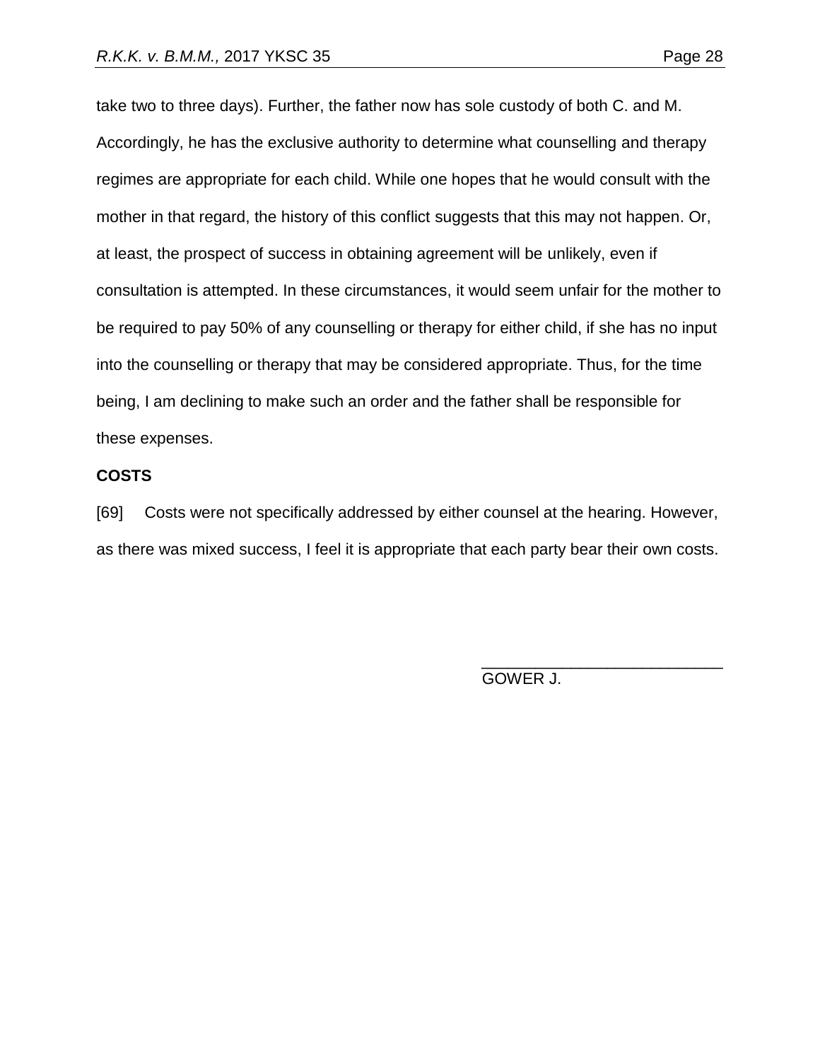take two to three days). Further, the father now has sole custody of both C. and M. Accordingly, he has the exclusive authority to determine what counselling and therapy regimes are appropriate for each child. While one hopes that he would consult with the mother in that regard, the history of this conflict suggests that this may not happen. Or, at least, the prospect of success in obtaining agreement will be unlikely, even if consultation is attempted. In these circumstances, it would seem unfair for the mother to be required to pay 50% of any counselling or therapy for either child, if she has no input into the counselling or therapy that may be considered appropriate. Thus, for the time being, I am declining to make such an order and the father shall be responsible for these expenses.

**COSTS**

[69] Costs were not specifically addressed by either counsel at the hearing. However, as there was mixed success, I feel it is appropriate that each party bear their own costs.

___________________________
GOWER J.